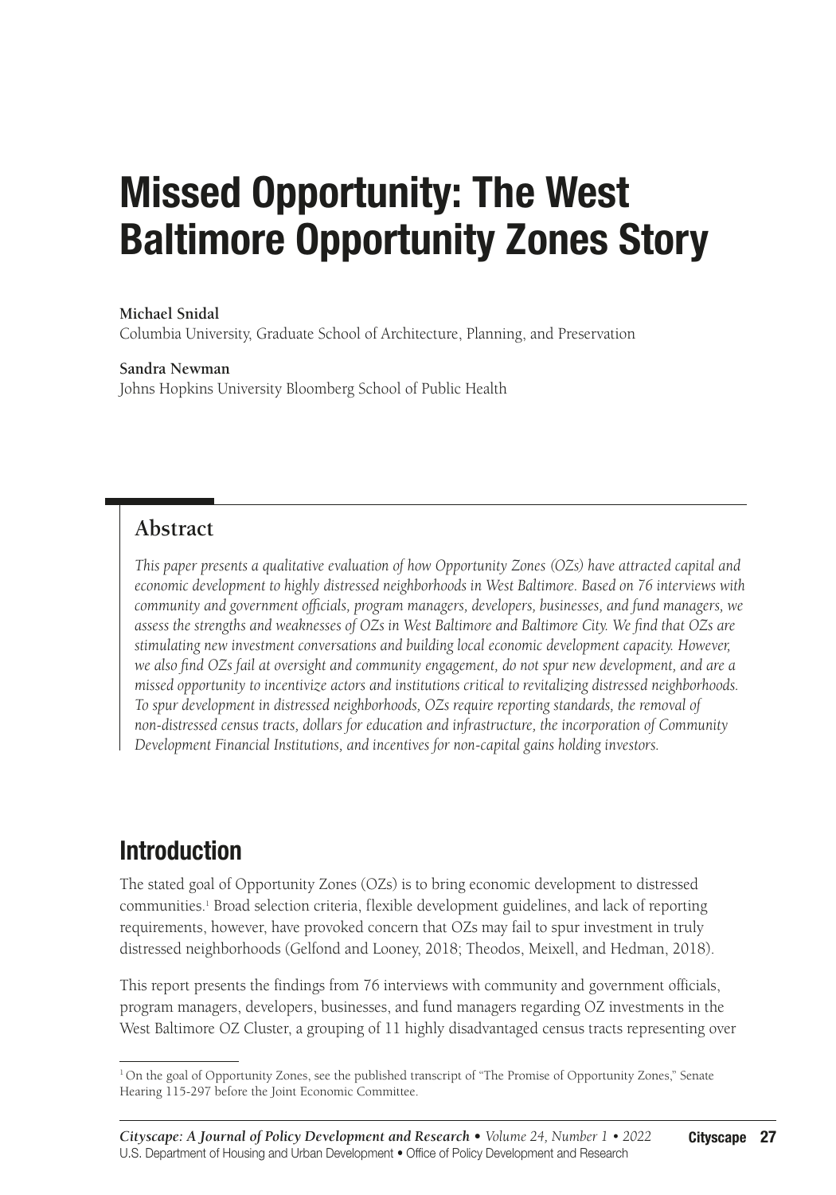# Missed Opportunity: The West Baltimore Opportunity Zones Story

**Michael Snidal**
Columbia University, Graduate School of Architecture, Planning, and Preservation

**Sandra Newman**
Johns Hopkins University Bloomberg School of Public Health

## Abstract

*This paper presents a qualitative evaluation of how Opportunity Zones (OZs) have attracted capital and economic development to highly distressed neighborhoods in West Baltimore. Based on 76 interviews with community and government officials, program managers, developers, businesses, and fund managers, we assess the strengths and weaknesses of OZs in West Baltimore and Baltimore City. We find that OZs are stimulating new investment conversations and building local economic development capacity. However, we also find OZs fail at oversight and community engagement, do not spur new development, and are a missed opportunity to incentivize actors and institutions critical to revitalizing distressed neighborhoods. To spur development in distressed neighborhoods, OZs require reporting standards, the removal of non-distressed census tracts, dollars for education and infrastructure, the incorporation of Community Development Financial Institutions, and incentives for non-capital gains holding investors.*

## Introduction

The stated goal of Opportunity Zones (OZs) is to bring economic development to distressed communities.[1] Broad selection criteria, flexible development guidelines, and lack of reporting requirements, however, have provoked concern that OZs may fail to spur investment in truly distressed neighborhoods (Gelfond and Looney, 2018; Theodos, Meixell, and Hedman, 2018).

This report presents the findings from 76 interviews with community and government officials, program managers, developers, businesses, and fund managers regarding OZ investments in the West Baltimore OZ Cluster, a grouping of 11 highly disadvantaged census tracts representing over

[1] On the goal of Opportunity Zones, see the published transcript of "The Promise of Opportunity Zones," Senate Hearing 115-297 before the Joint Economic Committee.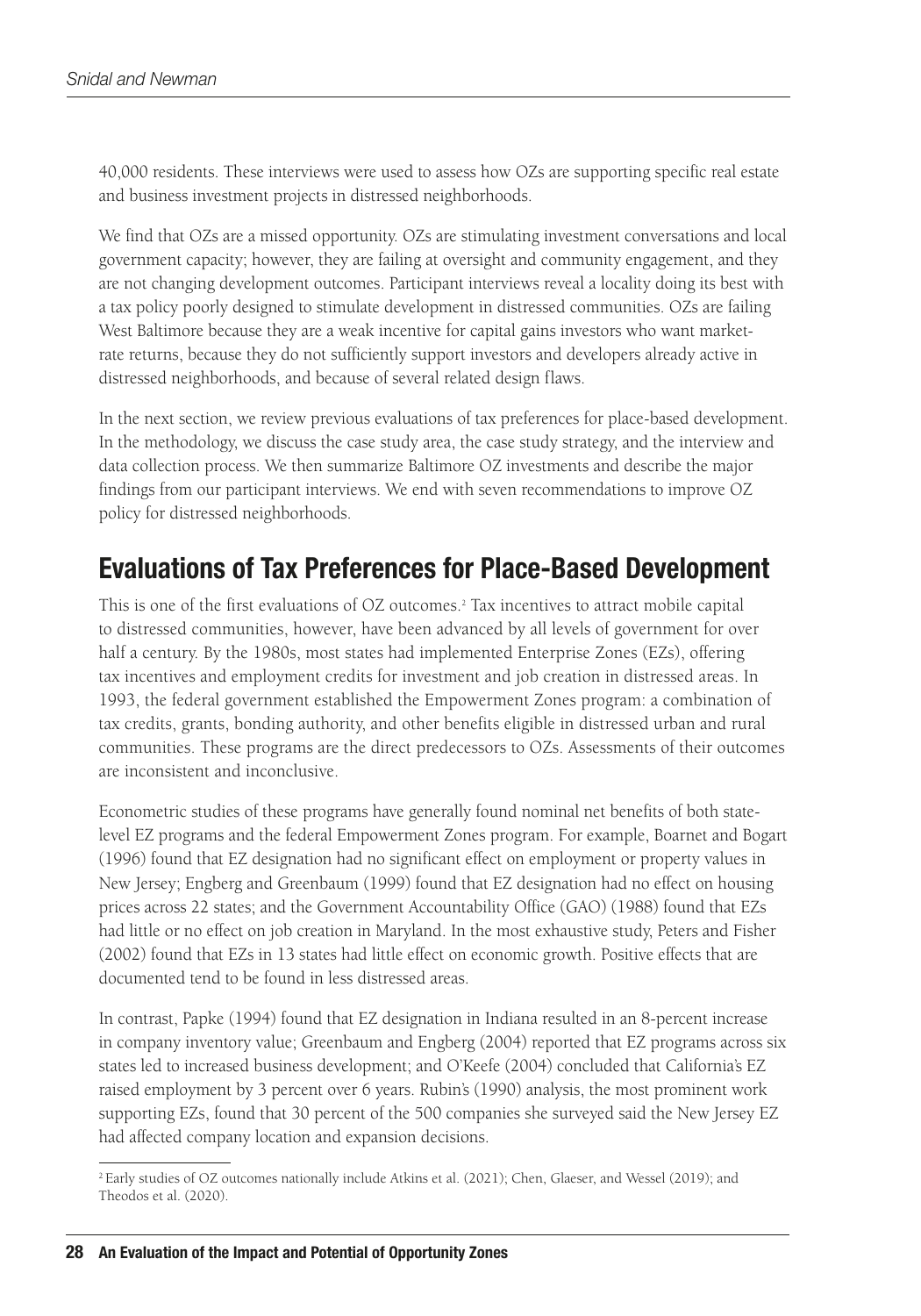40,000 residents. These interviews were used to assess how OZs are supporting specific real estate and business investment projects in distressed neighborhoods.

We find that OZs are a missed opportunity. OZs are stimulating investment conversations and local government capacity; however, they are failing at oversight and community engagement, and they are not changing development outcomes. Participant interviews reveal a locality doing its best with a tax policy poorly designed to stimulate development in distressed communities. OZs are failing West Baltimore because they are a weak incentive for capital gains investors who want market-rate returns, because they do not sufficiently support investors and developers already active in distressed neighborhoods, and because of several related design flaws.

In the next section, we review previous evaluations of tax preferences for place-based development. In the methodology, we discuss the case study area, the case study strategy, and the interview and data collection process. We then summarize Baltimore OZ investments and describe the major findings from our participant interviews. We end with seven recommendations to improve OZ policy for distressed neighborhoods.

## Evaluations of Tax Preferences for Place-Based Development

This is one of the first evaluations of OZ outcomes.[2] Tax incentives to attract mobile capital to distressed communities, however, have been advanced by all levels of government for over half a century. By the 1980s, most states had implemented Enterprise Zones (EZs), offering tax incentives and employment credits for investment and job creation in distressed areas. In 1993, the federal government established the Empowerment Zones program: a combination of tax credits, grants, bonding authority, and other benefits eligible in distressed urban and rural communities. These programs are the direct predecessors to OZs. Assessments of their outcomes are inconsistent and inconclusive.

Econometric studies of these programs have generally found nominal net benefits of both state-level EZ programs and the federal Empowerment Zones program. For example, Boarnet and Bogart (1996) found that EZ designation had no significant effect on employment or property values in New Jersey; Engberg and Greenbaum (1999) found that EZ designation had no effect on housing prices across 22 states; and the Government Accountability Office (GAO) (1988) found that EZs had little or no effect on job creation in Maryland. In the most exhaustive study, Peters and Fisher (2002) found that EZs in 13 states had little effect on economic growth. Positive effects that are documented tend to be found in less distressed areas.

In contrast, Papke (1994) found that EZ designation in Indiana resulted in an 8-percent increase in company inventory value; Greenbaum and Engberg (2004) reported that EZ programs across six states led to increased business development; and O'Keefe (2004) concluded that California's EZ raised employment by 3 percent over 6 years. Rubin's (1990) analysis, the most prominent work supporting EZs, found that 30 percent of the 500 companies she surveyed said the New Jersey EZ had affected company location and expansion decisions.

[2] Early studies of OZ outcomes nationally include Atkins et al. (2021); Chen, Glaeser, and Wessel (2019); and Theodos et al. (2020).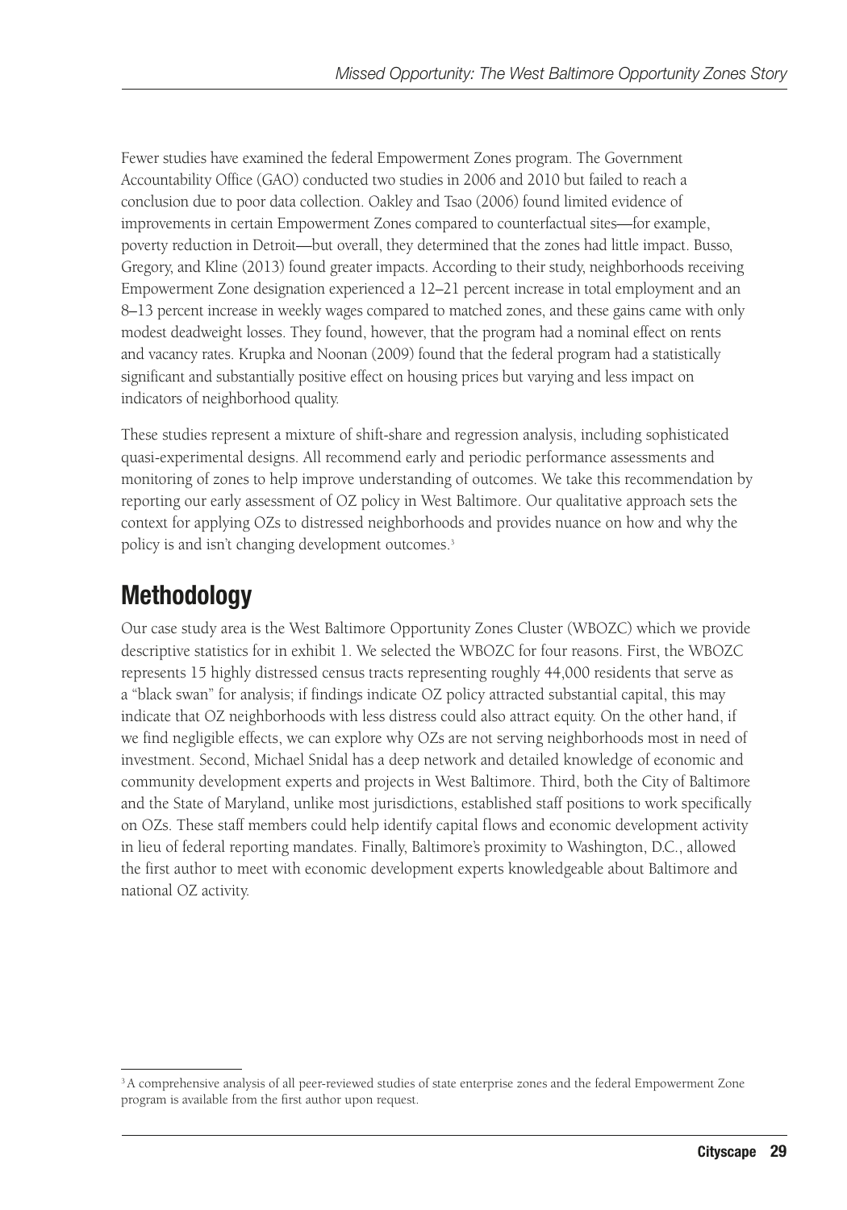Fewer studies have examined the federal Empowerment Zones program. The Government Accountability Office (GAO) conducted two studies in 2006 and 2010 but failed to reach a conclusion due to poor data collection. Oakley and Tsao (2006) found limited evidence of improvements in certain Empowerment Zones compared to counterfactual sites—for example, poverty reduction in Detroit—but overall, they determined that the zones had little impact. Busso, Gregory, and Kline (2013) found greater impacts. According to their study, neighborhoods receiving Empowerment Zone designation experienced a 12–21 percent increase in total employment and an 8–13 percent increase in weekly wages compared to matched zones, and these gains came with only modest deadweight losses. They found, however, that the program had a nominal effect on rents and vacancy rates. Krupka and Noonan (2009) found that the federal program had a statistically significant and substantially positive effect on housing prices but varying and less impact on indicators of neighborhood quality.

These studies represent a mixture of shift-share and regression analysis, including sophisticated quasi-experimental designs. All recommend early and periodic performance assessments and monitoring of zones to help improve understanding of outcomes. We take this recommendation by reporting our early assessment of OZ policy in West Baltimore. Our qualitative approach sets the context for applying OZs to distressed neighborhoods and provides nuance on how and why the policy is and isn't changing development outcomes.[3]

## Methodology

Our case study area is the West Baltimore Opportunity Zones Cluster (WBOZC) which we provide descriptive statistics for in exhibit 1. We selected the WBOZC for four reasons. First, the WBOZC represents 15 highly distressed census tracts representing roughly 44,000 residents that serve as a "black swan" for analysis; if findings indicate OZ policy attracted substantial capital, this may indicate that OZ neighborhoods with less distress could also attract equity. On the other hand, if we find negligible effects, we can explore why OZs are not serving neighborhoods most in need of investment. Second, Michael Snidal has a deep network and detailed knowledge of economic and community development experts and projects in West Baltimore. Third, both the City of Baltimore and the State of Maryland, unlike most jurisdictions, established staff positions to work specifically on OZs. These staff members could help identify capital flows and economic development activity in lieu of federal reporting mandates. Finally, Baltimore's proximity to Washington, D.C., allowed the first author to meet with economic development experts knowledgeable about Baltimore and national OZ activity.

[3] A comprehensive analysis of all peer-reviewed studies of state enterprise zones and the federal Empowerment Zone program is available from the first author upon request.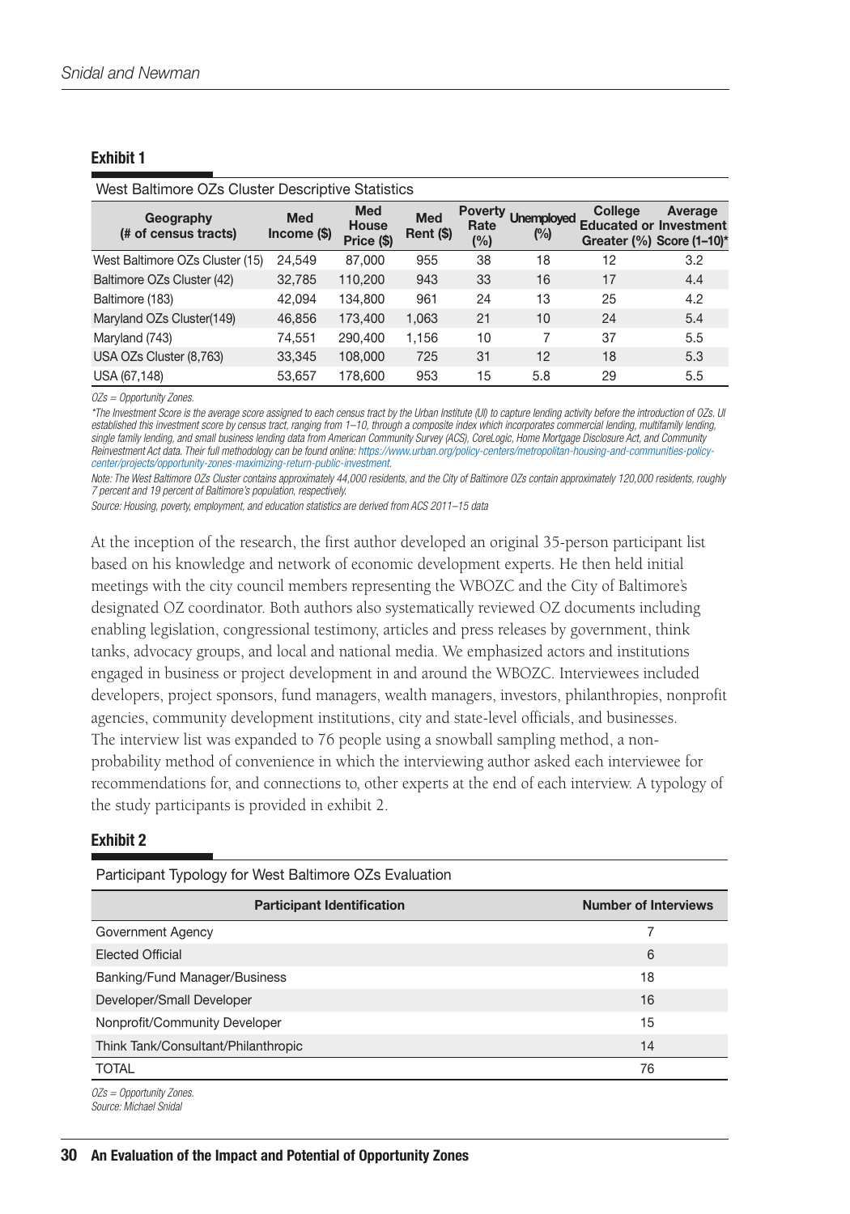**Exhibit 1**

West Baltimore OZs Cluster Descriptive Statistics

| Geography (# of census tracts) | Med Income ($) | Med House Price ($) | Med Rent ($) | Poverty Rate (%) | Unemployed (%) | College Educated or Greater (%) | Average Investment Score (1–10)* |
|---|---|---|---|---|---|---|---|
| West Baltimore OZs Cluster (15) | 24,549 | 87,000 | 955 | 38 | 18 | 12 | 3.2 |
| Baltimore OZs Cluster (42) | 32,785 | 110,200 | 943 | 33 | 16 | 17 | 4.4 |
| Baltimore (183) | 42,094 | 134,800 | 961 | 24 | 13 | 25 | 4.2 |
| Maryland OZs Cluster(149) | 46,856 | 173,400 | 1,063 | 21 | 10 | 24 | 5.4 |
| Maryland (743) | 74,551 | 290,400 | 1,156 | 10 | 7 | 37 | 5.5 |
| USA OZs Cluster (8,763) | 33,345 | 108,000 | 725 | 31 | 12 | 18 | 5.3 |
| USA (67,148) | 53,657 | 178,600 | 953 | 15 | 5.8 | 29 | 5.5 |

*OZs = Opportunity Zones.*

*\*The Investment Score is the average score assigned to each census tract by the Urban Institute (UI) to capture lending activity before the introduction of OZs. UI established this investment score by census tract, ranging from 1–10, through a composite index which incorporates commercial lending, multifamily lending, single family lending, and small business lending data from American Community Survey (ACS), CoreLogic, Home Mortgage Disclosure Act, and Community Reinvestment Act data. Their full methodology can be found online: https://www.urban.org/policy-centers/metropolitan-housing-and-communities-policy-center/projects/opportunity-zones-maximizing-return-public-investment.*

*Note: The West Baltimore OZs Cluster contains approximately 44,000 residents, and the City of Baltimore OZs contain approximately 120,000 residents, roughly 7 percent and 19 percent of Baltimore's population, respectively.*

*Source: Housing, poverty, employment, and education statistics are derived from ACS 2011–15 data*

At the inception of the research, the first author developed an original 35-person participant list based on his knowledge and network of economic development experts. He then held initial meetings with the city council members representing the WBOZC and the City of Baltimore's designated OZ coordinator. Both authors also systematically reviewed OZ documents including enabling legislation, congressional testimony, articles and press releases by government, think tanks, advocacy groups, and local and national media. We emphasized actors and institutions engaged in business or project development in and around the WBOZC. Interviewees included developers, project sponsors, fund managers, wealth managers, investors, philanthropies, nonprofit agencies, community development institutions, city and state-level officials, and businesses. The interview list was expanded to 76 people using a snowball sampling method, a non-probability method of convenience in which the interviewing author asked each interviewee for recommendations for, and connections to, other experts at the end of each interview. A typology of the study participants is provided in exhibit 2.

**Exhibit 2**

Participant Typology for West Baltimore OZs Evaluation

| Participant Identification | Number of Interviews |
|---|---|
| Government Agency | 7 |
| Elected Official | 6 |
| Banking/Fund Manager/Business | 18 |
| Developer/Small Developer | 16 |
| Nonprofit/Community Developer | 15 |
| Think Tank/Consultant/Philanthropic | 14 |
| TOTAL | 76 |

*OZs = Opportunity Zones.*
*Source: Michael Snidal*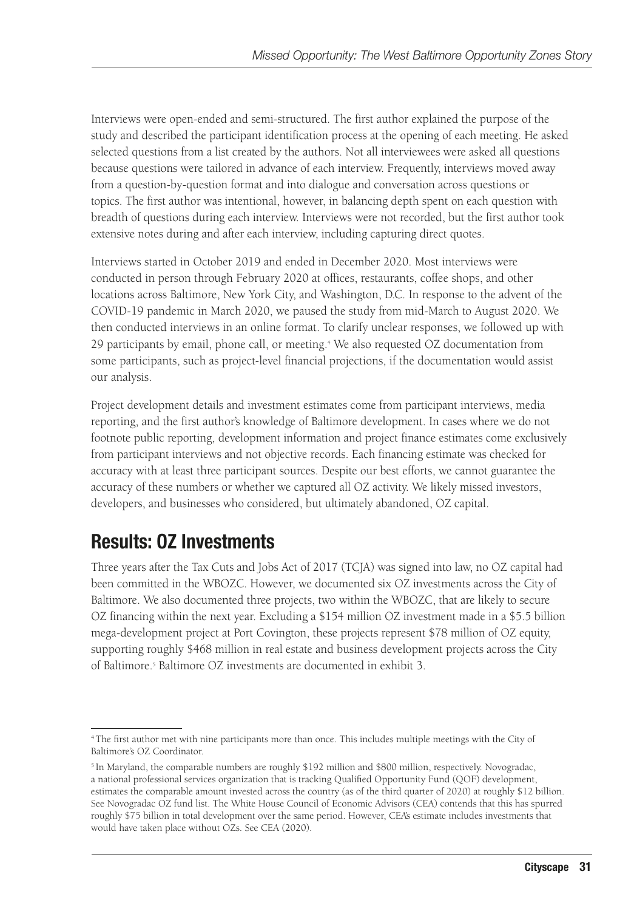Interviews were open-ended and semi-structured. The first author explained the purpose of the study and described the participant identification process at the opening of each meeting. He asked selected questions from a list created by the authors. Not all interviewees were asked all questions because questions were tailored in advance of each interview. Frequently, interviews moved away from a question-by-question format and into dialogue and conversation across questions or topics. The first author was intentional, however, in balancing depth spent on each question with breadth of questions during each interview. Interviews were not recorded, but the first author took extensive notes during and after each interview, including capturing direct quotes.

Interviews started in October 2019 and ended in December 2020. Most interviews were conducted in person through February 2020 at offices, restaurants, coffee shops, and other locations across Baltimore, New York City, and Washington, D.C. In response to the advent of the COVID-19 pandemic in March 2020, we paused the study from mid-March to August 2020. We then conducted interviews in an online format. To clarify unclear responses, we followed up with 29 participants by email, phone call, or meeting.[4] We also requested OZ documentation from some participants, such as project-level financial projections, if the documentation would assist our analysis.

Project development details and investment estimates come from participant interviews, media reporting, and the first author's knowledge of Baltimore development. In cases where we do not footnote public reporting, development information and project finance estimates come exclusively from participant interviews and not objective records. Each financing estimate was checked for accuracy with at least three participant sources. Despite our best efforts, we cannot guarantee the accuracy of these numbers or whether we captured all OZ activity. We likely missed investors, developers, and businesses who considered, but ultimately abandoned, OZ capital.

## Results: OZ Investments

Three years after the Tax Cuts and Jobs Act of 2017 (TCJA) was signed into law, no OZ capital had been committed in the WBOZC. However, we documented six OZ investments across the City of Baltimore. We also documented three projects, two within the WBOZC, that are likely to secure OZ financing within the next year. Excluding a $154 million OZ investment made in a $5.5 billion mega-development project at Port Covington, these projects represent $78 million of OZ equity, supporting roughly $468 million in real estate and business development projects across the City of Baltimore.[5] Baltimore OZ investments are documented in exhibit 3.

---

[4] The first author met with nine participants more than once. This includes multiple meetings with the City of Baltimore's OZ Coordinator.

[5] In Maryland, the comparable numbers are roughly $192 million and $800 million, respectively. Novogradac, a national professional services organization that is tracking Qualified Opportunity Fund (QOF) development, estimates the comparable amount invested across the country (as of the third quarter of 2020) at roughly $12 billion. See Novogradac OZ fund list. The White House Council of Economic Advisors (CEA) contends that this has spurred roughly $75 billion in total development over the same period. However, CEA's estimate includes investments that would have taken place without OZs. See CEA (2020).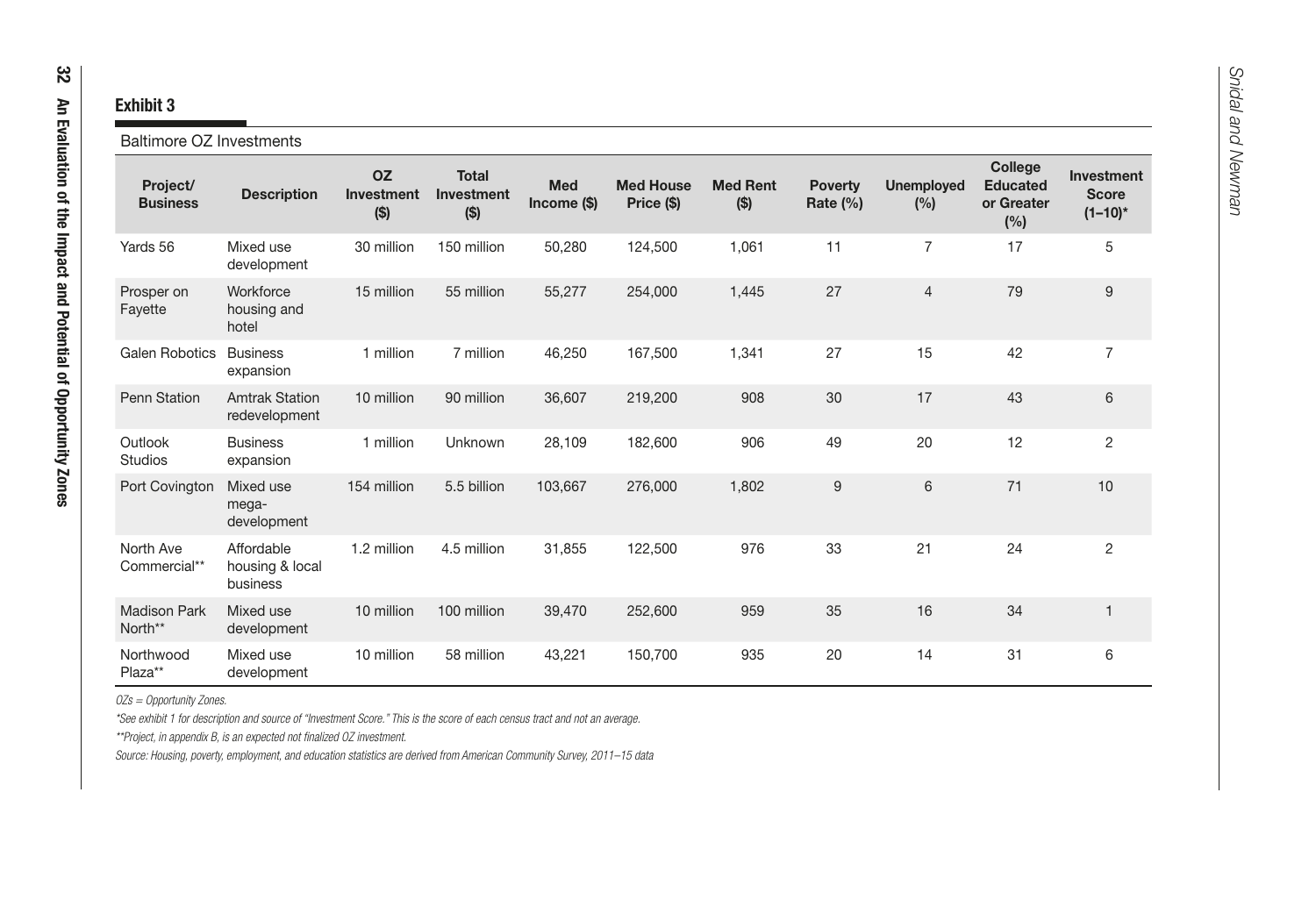**Exhibit 3**

Baltimore OZ Investments

| Project/ Business | Description | OZ Investment ($) | Total Investment ($) | Med Income ($) | Med House Price ($) | Med Rent ($) | Poverty Rate (%) | Unemployed (%) | College Educated or Greater (%) | Investment Score (1–10)* |
|---|---|---|---|---|---|---|---|---|---|---|
| Yards 56 | Mixed use development | 30 million | 150 million | 50,280 | 124,500 | 1,061 | 11 | 7 | 17 | 5 |
| Prosper on Fayette | Workforce housing and hotel | 15 million | 55 million | 55,277 | 254,000 | 1,445 | 27 | 4 | 79 | 9 |
| Galen Robotics | Business expansion | 1 million | 7 million | 46,250 | 167,500 | 1,341 | 27 | 15 | 42 | 7 |
| Penn Station | Amtrak Station redevelopment | 10 million | 90 million | 36,607 | 219,200 | 908 | 30 | 17 | 43 | 6 |
| Outlook Studios | Business expansion | 1 million | Unknown | 28,109 | 182,600 | 906 | 49 | 20 | 12 | 2 |
| Port Covington | Mixed use mega-development | 154 million | 5.5 billion | 103,667 | 276,000 | 1,802 | 9 | 6 | 71 | 10 |
| North Ave Commercial** | Affordable housing & local business | 1.2 million | 4.5 million | 31,855 | 122,500 | 976 | 33 | 21 | 24 | 2 |
| Madison Park North** | Mixed use development | 10 million | 100 million | 39,470 | 252,600 | 959 | 35 | 16 | 34 | 1 |
| Northwood Plaza** | Mixed use development | 10 million | 58 million | 43,221 | 150,700 | 935 | 20 | 14 | 31 | 6 |

*OZs = Opportunity Zones.*

*\*See exhibit 1 for description and source of "Investment Score." This is the score of each census tract and not an average.*

*\*\*Project, in appendix B, is an expected not finalized OZ investment.*

*Source: Housing, poverty, employment, and education statistics are derived from American Community Survey, 2011–15 data*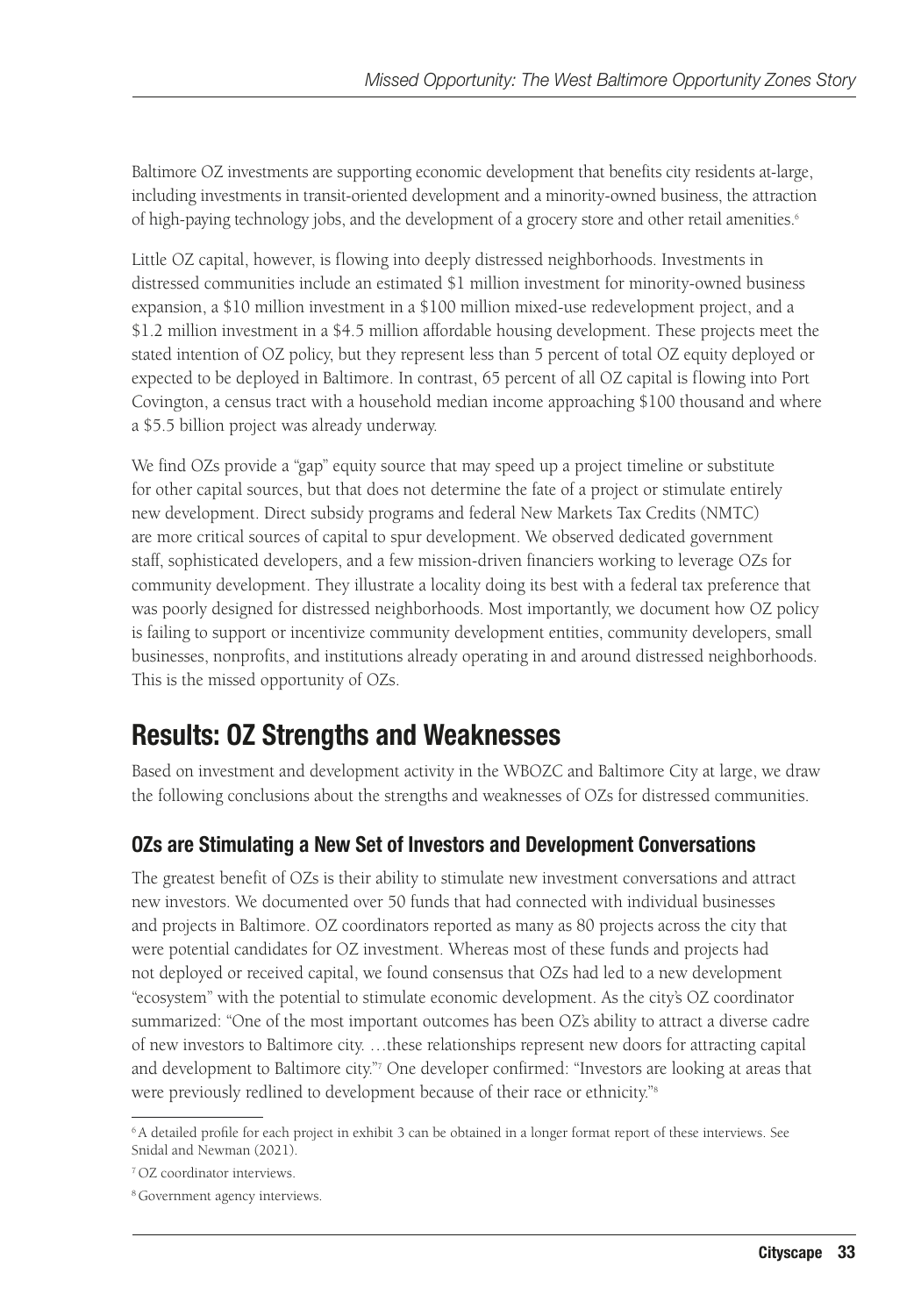Baltimore OZ investments are supporting economic development that benefits city residents at-large, including investments in transit-oriented development and a minority-owned business, the attraction of high-paying technology jobs, and the development of a grocery store and other retail amenities.[6]

Little OZ capital, however, is flowing into deeply distressed neighborhoods. Investments in distressed communities include an estimated $1 million investment for minority-owned business expansion, a $10 million investment in a $100 million mixed-use redevelopment project, and a $1.2 million investment in a $4.5 million affordable housing development. These projects meet the stated intention of OZ policy, but they represent less than 5 percent of total OZ equity deployed or expected to be deployed in Baltimore. In contrast, 65 percent of all OZ capital is flowing into Port Covington, a census tract with a household median income approaching $100 thousand and where a $5.5 billion project was already underway.

We find OZs provide a "gap" equity source that may speed up a project timeline or substitute for other capital sources, but that does not determine the fate of a project or stimulate entirely new development. Direct subsidy programs and federal New Markets Tax Credits (NMTC) are more critical sources of capital to spur development. We observed dedicated government staff, sophisticated developers, and a few mission-driven financiers working to leverage OZs for community development. They illustrate a locality doing its best with a federal tax preference that was poorly designed for distressed neighborhoods. Most importantly, we document how OZ policy is failing to support or incentivize community development entities, community developers, small businesses, nonprofits, and institutions already operating in and around distressed neighborhoods. This is the missed opportunity of OZs.

## Results: OZ Strengths and Weaknesses

Based on investment and development activity in the WBOZC and Baltimore City at large, we draw the following conclusions about the strengths and weaknesses of OZs for distressed communities.

### OZs are Stimulating a New Set of Investors and Development Conversations

The greatest benefit of OZs is their ability to stimulate new investment conversations and attract new investors. We documented over 50 funds that had connected with individual businesses and projects in Baltimore. OZ coordinators reported as many as 80 projects across the city that were potential candidates for OZ investment. Whereas most of these funds and projects had not deployed or received capital, we found consensus that OZs had led to a new development "ecosystem" with the potential to stimulate economic development. As the city's OZ coordinator summarized: "One of the most important outcomes has been OZ's ability to attract a diverse cadre of new investors to Baltimore city. …these relationships represent new doors for attracting capital and development to Baltimore city."[7] One developer confirmed: "Investors are looking at areas that were previously redlined to development because of their race or ethnicity."[8]

[6] A detailed profile for each project in exhibit 3 can be obtained in a longer format report of these interviews. See Snidal and Newman (2021).

[7] OZ coordinator interviews.

[8] Government agency interviews.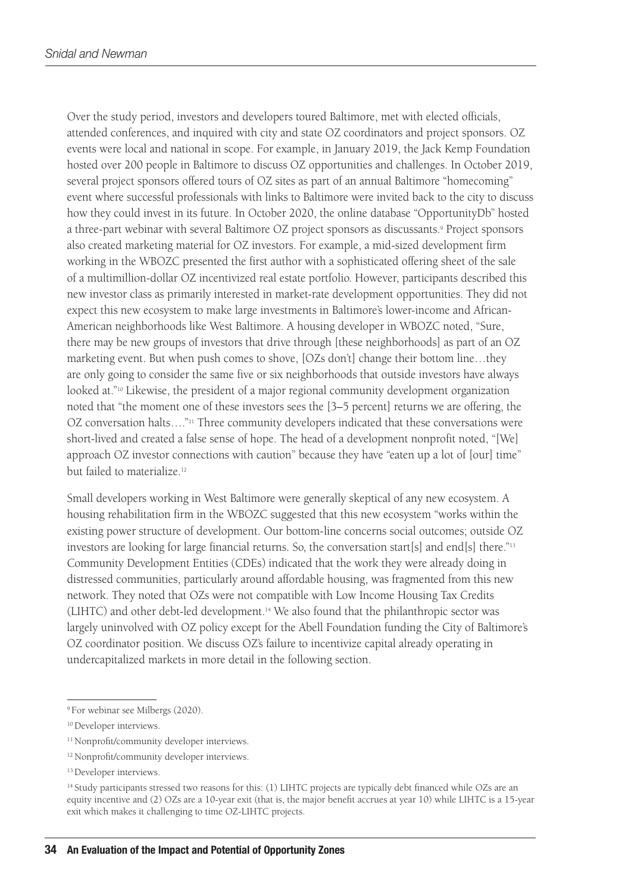Over the study period, investors and developers toured Baltimore, met with elected officials, attended conferences, and inquired with city and state OZ coordinators and project sponsors. OZ events were local and national in scope. For example, in January 2019, the Jack Kemp Foundation hosted over 200 people in Baltimore to discuss OZ opportunities and challenges. In October 2019, several project sponsors offered tours of OZ sites as part of an annual Baltimore "homecoming" event where successful professionals with links to Baltimore were invited back to the city to discuss how they could invest in its future. In October 2020, the online database "OpportunityDb" hosted a three-part webinar with several Baltimore OZ project sponsors as discussants.[9] Project sponsors also created marketing material for OZ investors. For example, a mid-sized development firm working in the WBOZC presented the first author with a sophisticated offering sheet of the sale of a multimillion-dollar OZ incentivized real estate portfolio. However, participants described this new investor class as primarily interested in market-rate development opportunities. They did not expect this new ecosystem to make large investments in Baltimore's lower-income and African-American neighborhoods like West Baltimore. A housing developer in WBOZC noted, "Sure, there may be new groups of investors that drive through [these neighborhoods] as part of an OZ marketing event. But when push comes to shove, [OZs don't] change their bottom line…they are only going to consider the same five or six neighborhoods that outside investors have always looked at."[10] Likewise, the president of a major regional community development organization noted that "the moment one of these investors sees the [3–5 percent] returns we are offering, the OZ conversation halts…."[11] Three community developers indicated that these conversations were short-lived and created a false sense of hope. The head of a development nonprofit noted, "[We] approach OZ investor connections with caution" because they have "eaten up a lot of [our] time" but failed to materialize.[12]

Small developers working in West Baltimore were generally skeptical of any new ecosystem. A housing rehabilitation firm in the WBOZC suggested that this new ecosystem "works within the existing power structure of development. Our bottom-line concerns social outcomes; outside OZ investors are looking for large financial returns. So, the conversation start[s] and end[s] there."[13] Community Development Entities (CDEs) indicated that the work they were already doing in distressed communities, particularly around affordable housing, was fragmented from this new network. They noted that OZs were not compatible with Low Income Housing Tax Credits (LIHTC) and other debt-led development.[14] We also found that the philanthropic sector was largely uninvolved with OZ policy except for the Abell Foundation funding the City of Baltimore's OZ coordinator position. We discuss OZ's failure to incentivize capital already operating in undercapitalized markets in more detail in the following section.

---

[9] For webinar see Milbergs (2020).

[10] Developer interviews.

[11] Nonprofit/community developer interviews.

[12] Nonprofit/community developer interviews.

[13] Developer interviews.

[14] Study participants stressed two reasons for this: (1) LIHTC projects are typically debt financed while OZs are an equity incentive and (2) OZs are a 10-year exit (that is, the major benefit accrues at year 10) while LIHTC is a 15-year exit which makes it challenging to time OZ-LIHTC projects.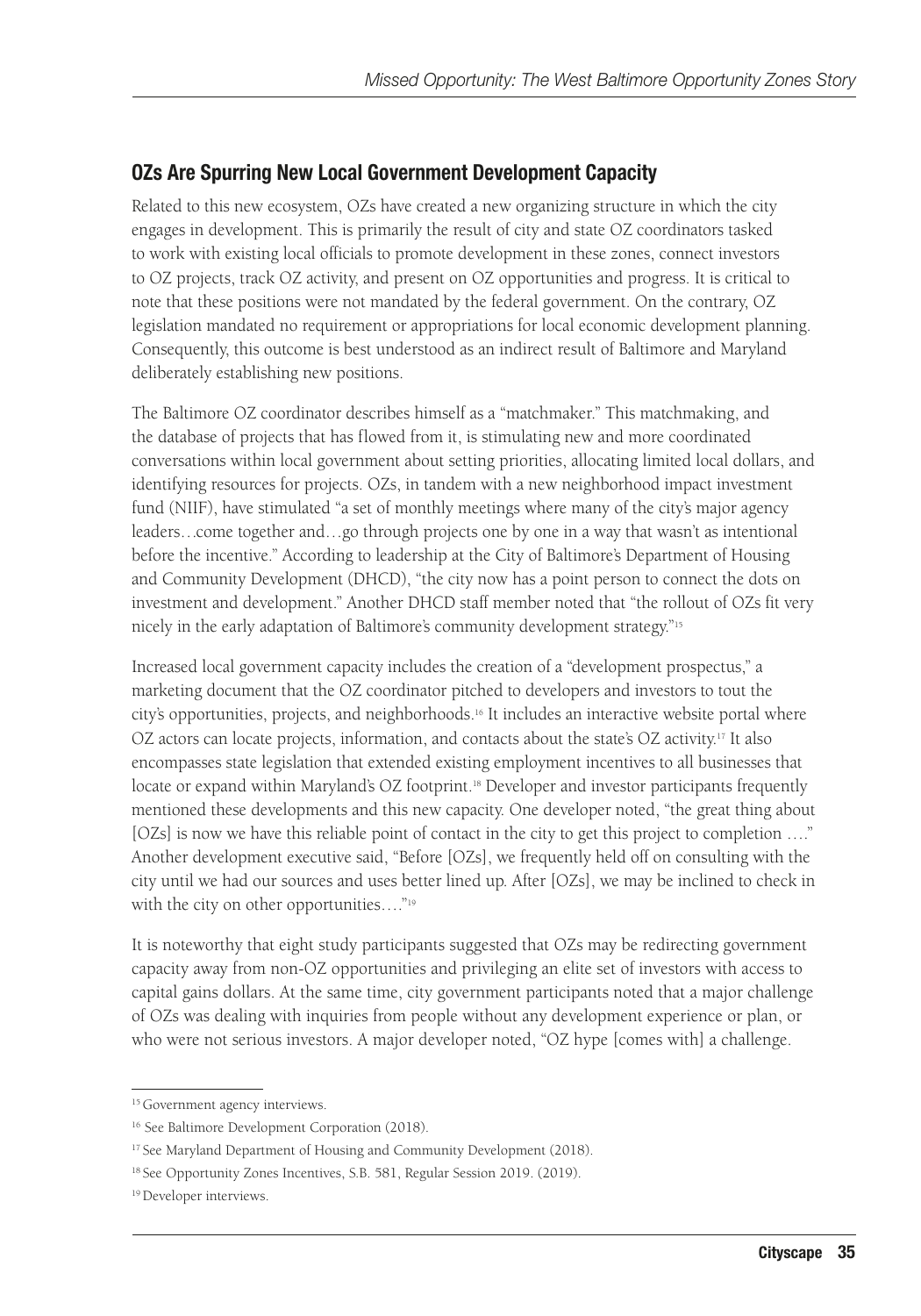## OZs Are Spurring New Local Government Development Capacity

Related to this new ecosystem, OZs have created a new organizing structure in which the city engages in development. This is primarily the result of city and state OZ coordinators tasked to work with existing local officials to promote development in these zones, connect investors to OZ projects, track OZ activity, and present on OZ opportunities and progress. It is critical to note that these positions were not mandated by the federal government. On the contrary, OZ legislation mandated no requirement or appropriations for local economic development planning. Consequently, this outcome is best understood as an indirect result of Baltimore and Maryland deliberately establishing new positions.

The Baltimore OZ coordinator describes himself as a "matchmaker." This matchmaking, and the database of projects that has flowed from it, is stimulating new and more coordinated conversations within local government about setting priorities, allocating limited local dollars, and identifying resources for projects. OZs, in tandem with a new neighborhood impact investment fund (NIIF), have stimulated "a set of monthly meetings where many of the city's major agency leaders…come together and…go through projects one by one in a way that wasn't as intentional before the incentive." According to leadership at the City of Baltimore's Department of Housing and Community Development (DHCD), "the city now has a point person to connect the dots on investment and development." Another DHCD staff member noted that "the rollout of OZs fit very nicely in the early adaptation of Baltimore's community development strategy."[15]

Increased local government capacity includes the creation of a "development prospectus," a marketing document that the OZ coordinator pitched to developers and investors to tout the city's opportunities, projects, and neighborhoods.[16] It includes an interactive website portal where OZ actors can locate projects, information, and contacts about the state's OZ activity.[17] It also encompasses state legislation that extended existing employment incentives to all businesses that locate or expand within Maryland's OZ footprint.[18] Developer and investor participants frequently mentioned these developments and this new capacity. One developer noted, "the great thing about [OZs] is now we have this reliable point of contact in the city to get this project to completion …." Another development executive said, "Before [OZs], we frequently held off on consulting with the city until we had our sources and uses better lined up. After [OZs], we may be inclined to check in with the city on other opportunities…."[19]

It is noteworthy that eight study participants suggested that OZs may be redirecting government capacity away from non-OZ opportunities and privileging an elite set of investors with access to capital gains dollars. At the same time, city government participants noted that a major challenge of OZs was dealing with inquiries from people without any development experience or plan, or who were not serious investors. A major developer noted, "OZ hype [comes with] a challenge.

---

[15] Government agency interviews.

[16] See Baltimore Development Corporation (2018).

[17] See Maryland Department of Housing and Community Development (2018).

[18] See Opportunity Zones Incentives, S.B. 581, Regular Session 2019. (2019).

[19] Developer interviews.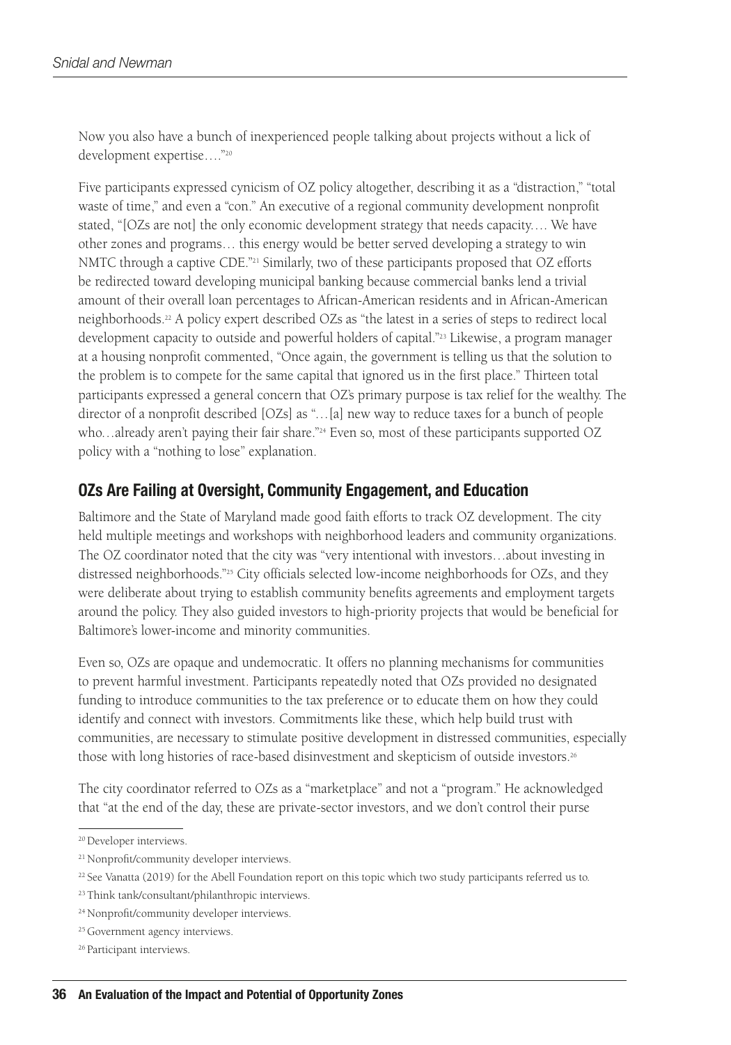Now you also have a bunch of inexperienced people talking about projects without a lick of development expertise…."[20]

Five participants expressed cynicism of OZ policy altogether, describing it as a "distraction," "total waste of time," and even a "con." An executive of a regional community development nonprofit stated, "[OZs are not] the only economic development strategy that needs capacity…. We have other zones and programs… this energy would be better served developing a strategy to win NMTC through a captive CDE."[21] Similarly, two of these participants proposed that OZ efforts be redirected toward developing municipal banking because commercial banks lend a trivial amount of their overall loan percentages to African-American residents and in African-American neighborhoods.[22] A policy expert described OZs as "the latest in a series of steps to redirect local development capacity to outside and powerful holders of capital."[23] Likewise, a program manager at a housing nonprofit commented, "Once again, the government is telling us that the solution to the problem is to compete for the same capital that ignored us in the first place." Thirteen total participants expressed a general concern that OZ's primary purpose is tax relief for the wealthy. The director of a nonprofit described [OZs] as "…[a] new way to reduce taxes for a bunch of people who…already aren't paying their fair share."[24] Even so, most of these participants supported OZ policy with a "nothing to lose" explanation.

## OZs Are Failing at Oversight, Community Engagement, and Education

Baltimore and the State of Maryland made good faith efforts to track OZ development. The city held multiple meetings and workshops with neighborhood leaders and community organizations. The OZ coordinator noted that the city was "very intentional with investors…about investing in distressed neighborhoods."[25] City officials selected low-income neighborhoods for OZs, and they were deliberate about trying to establish community benefits agreements and employment targets around the policy. They also guided investors to high-priority projects that would be beneficial for Baltimore's lower-income and minority communities.

Even so, OZs are opaque and undemocratic. It offers no planning mechanisms for communities to prevent harmful investment. Participants repeatedly noted that OZs provided no designated funding to introduce communities to the tax preference or to educate them on how they could identify and connect with investors. Commitments like these, which help build trust with communities, are necessary to stimulate positive development in distressed communities, especially those with long histories of race-based disinvestment and skepticism of outside investors.[26]

The city coordinator referred to OZs as a "marketplace" and not a "program." He acknowledged that "at the end of the day, these are private-sector investors, and we don't control their purse

---

[20] Developer interviews.

[21] Nonprofit/community developer interviews.

[22] See Vanatta (2019) for the Abell Foundation report on this topic which two study participants referred us to.

[23] Think tank/consultant/philanthropic interviews.

[24] Nonprofit/community developer interviews.

[25] Government agency interviews.

[26] Participant interviews.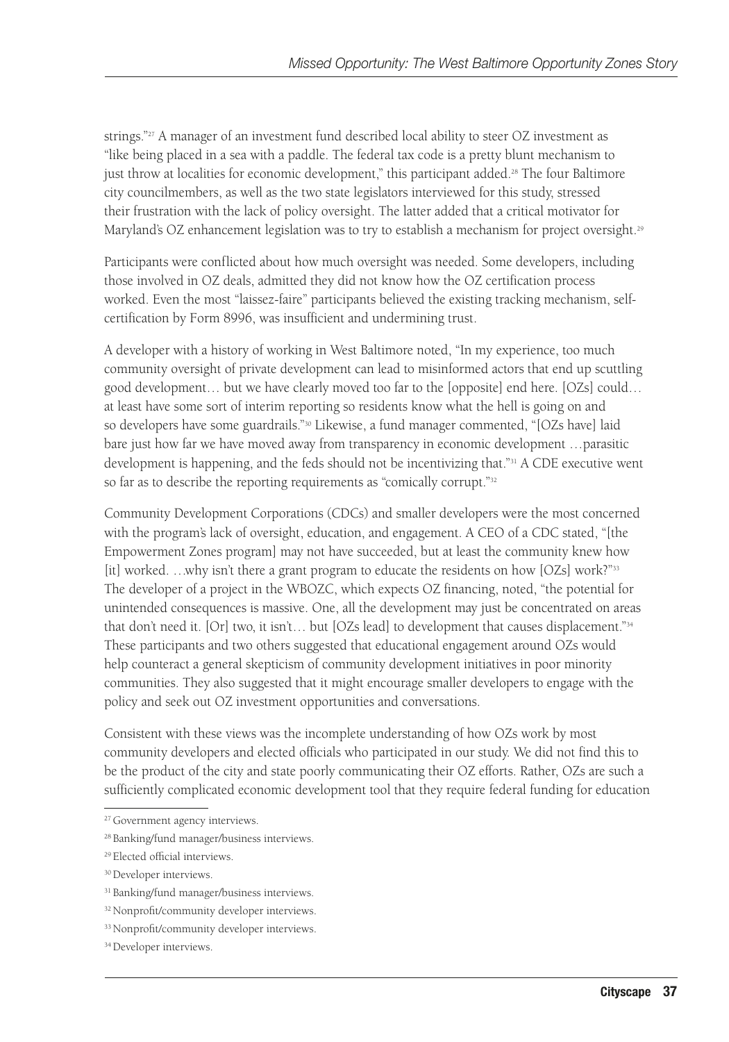strings."[27] A manager of an investment fund described local ability to steer OZ investment as "like being placed in a sea with a paddle. The federal tax code is a pretty blunt mechanism to just throw at localities for economic development," this participant added.[28] The four Baltimore city councilmembers, as well as the two state legislators interviewed for this study, stressed their frustration with the lack of policy oversight. The latter added that a critical motivator for Maryland's OZ enhancement legislation was to try to establish a mechanism for project oversight.[29]

Participants were conflicted about how much oversight was needed. Some developers, including those involved in OZ deals, admitted they did not know how the OZ certification process worked. Even the most "laissez-faire" participants believed the existing tracking mechanism, self-certification by Form 8996, was insufficient and undermining trust.

A developer with a history of working in West Baltimore noted, "In my experience, too much community oversight of private development can lead to misinformed actors that end up scuttling good development… but we have clearly moved too far to the [opposite] end here. [OZs] could… at least have some sort of interim reporting so residents know what the hell is going on and so developers have some guardrails."[30] Likewise, a fund manager commented, "[OZs have] laid bare just how far we have moved away from transparency in economic development …parasitic development is happening, and the feds should not be incentivizing that."[31] A CDE executive went so far as to describe the reporting requirements as "comically corrupt."[32]

Community Development Corporations (CDCs) and smaller developers were the most concerned with the program's lack of oversight, education, and engagement. A CEO of a CDC stated, "[the Empowerment Zones program] may not have succeeded, but at least the community knew how [it] worked. …why isn't there a grant program to educate the residents on how [OZs] work?"[33] The developer of a project in the WBOZC, which expects OZ financing, noted, "the potential for unintended consequences is massive. One, all the development may just be concentrated on areas that don't need it. [Or] two, it isn't… but [OZs lead] to development that causes displacement."[34] These participants and two others suggested that educational engagement around OZs would help counteract a general skepticism of community development initiatives in poor minority communities. They also suggested that it might encourage smaller developers to engage with the policy and seek out OZ investment opportunities and conversations.

Consistent with these views was the incomplete understanding of how OZs work by most community developers and elected officials who participated in our study. We did not find this to be the product of the city and state poorly communicating their OZ efforts. Rather, OZs are such a sufficiently complicated economic development tool that they require federal funding for education

---

[27] Government agency interviews.

[28] Banking/fund manager/business interviews.

[29] Elected official interviews.

[30] Developer interviews.

[31] Banking/fund manager/business interviews.

[32] Nonprofit/community developer interviews.

[33] Nonprofit/community developer interviews.

[34] Developer interviews.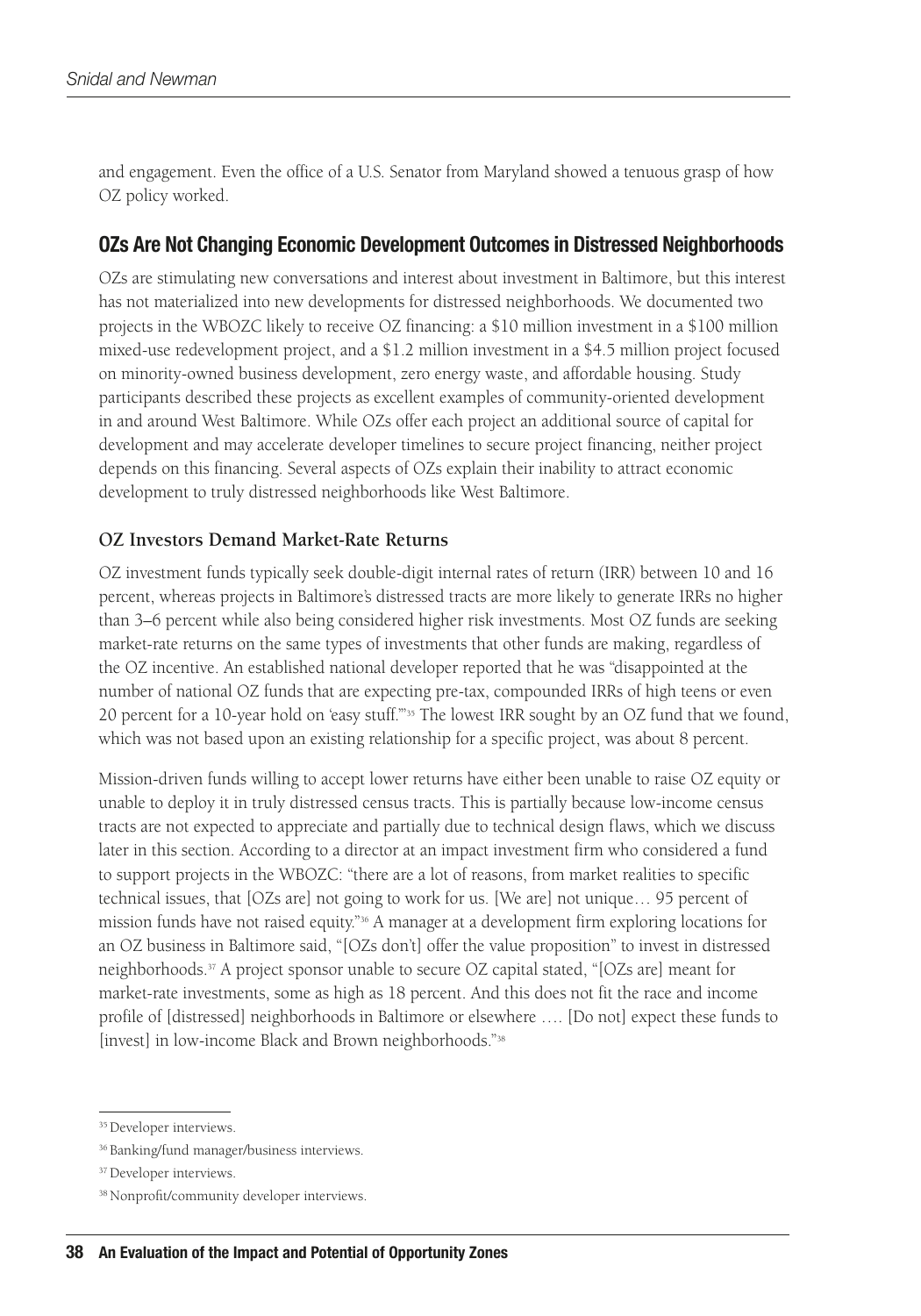and engagement. Even the office of a U.S. Senator from Maryland showed a tenuous grasp of how OZ policy worked.

## OZs Are Not Changing Economic Development Outcomes in Distressed Neighborhoods

OZs are stimulating new conversations and interest about investment in Baltimore, but this interest has not materialized into new developments for distressed neighborhoods. We documented two projects in the WBOZC likely to receive OZ financing: a $10 million investment in a $100 million mixed-use redevelopment project, and a $1.2 million investment in a $4.5 million project focused on minority-owned business development, zero energy waste, and affordable housing. Study participants described these projects as excellent examples of community-oriented development in and around West Baltimore. While OZs offer each project an additional source of capital for development and may accelerate developer timelines to secure project financing, neither project depends on this financing. Several aspects of OZs explain their inability to attract economic development to truly distressed neighborhoods like West Baltimore.

### OZ Investors Demand Market-Rate Returns

OZ investment funds typically seek double-digit internal rates of return (IRR) between 10 and 16 percent, whereas projects in Baltimore's distressed tracts are more likely to generate IRRs no higher than 3–6 percent while also being considered higher risk investments. Most OZ funds are seeking market-rate returns on the same types of investments that other funds are making, regardless of the OZ incentive. An established national developer reported that he was "disappointed at the number of national OZ funds that are expecting pre-tax, compounded IRRs of high teens or even 20 percent for a 10-year hold on 'easy stuff.'"[35] The lowest IRR sought by an OZ fund that we found, which was not based upon an existing relationship for a specific project, was about 8 percent.

Mission-driven funds willing to accept lower returns have either been unable to raise OZ equity or unable to deploy it in truly distressed census tracts. This is partially because low-income census tracts are not expected to appreciate and partially due to technical design flaws, which we discuss later in this section. According to a director at an impact investment firm who considered a fund to support projects in the WBOZC: "there are a lot of reasons, from market realities to specific technical issues, that [OZs are] not going to work for us. [We are] not unique… 95 percent of mission funds have not raised equity."[36] A manager at a development firm exploring locations for an OZ business in Baltimore said, "[OZs don't] offer the value proposition" to invest in distressed neighborhoods.[37] A project sponsor unable to secure OZ capital stated, "[OZs are] meant for market-rate investments, some as high as 18 percent. And this does not fit the race and income profile of [distressed] neighborhoods in Baltimore or elsewhere …. [Do not] expect these funds to [invest] in low-income Black and Brown neighborhoods."[38]

---

[35] Developer interviews.

[36] Banking/fund manager/business interviews.

[37] Developer interviews.

[38] Nonprofit/community developer interviews.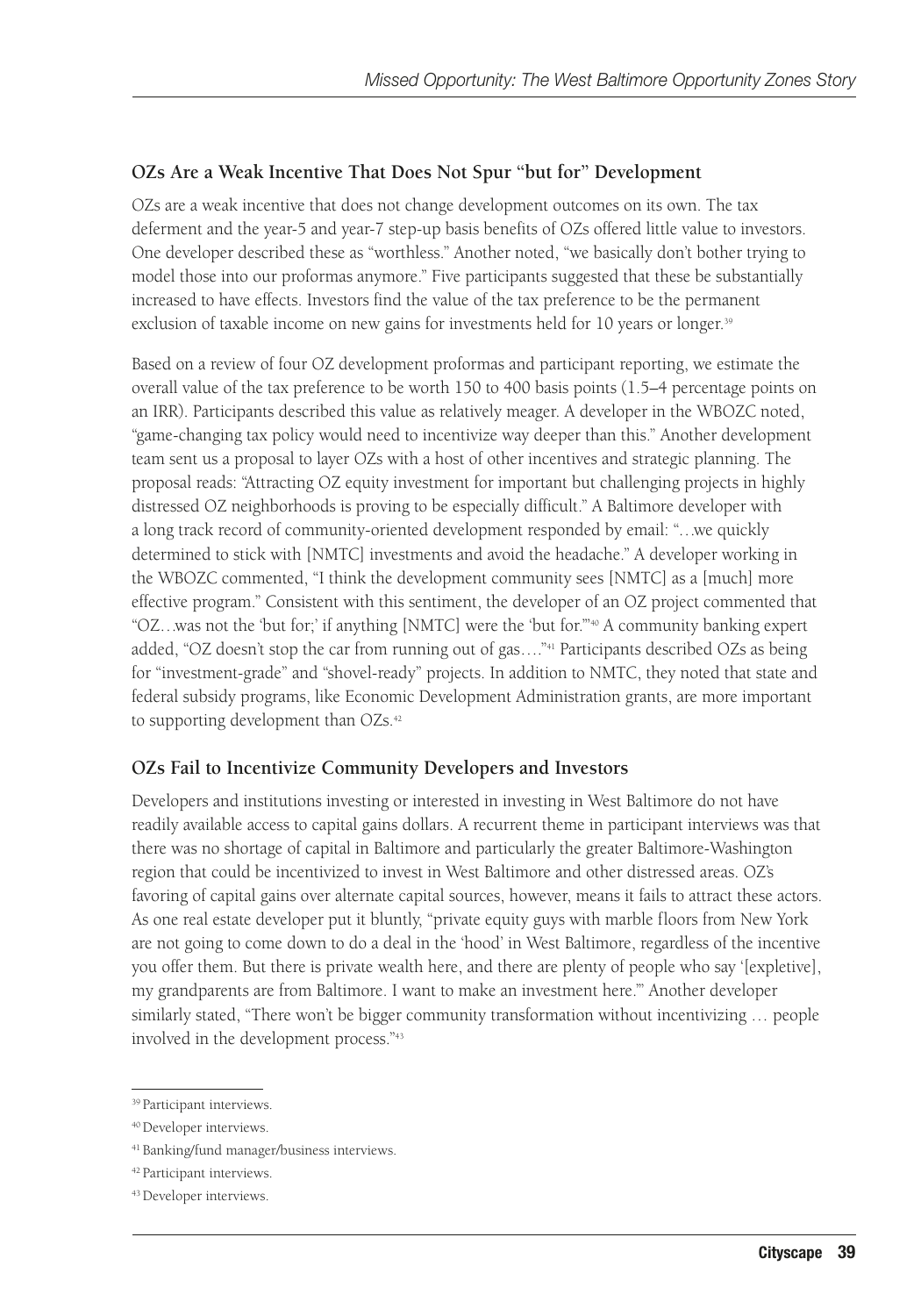### OZs Are a Weak Incentive That Does Not Spur "but for" Development

OZs are a weak incentive that does not change development outcomes on its own. The tax deferment and the year-5 and year-7 step-up basis benefits of OZs offered little value to investors. One developer described these as "worthless." Another noted, "we basically don't bother trying to model those into our proformas anymore." Five participants suggested that these be substantially increased to have effects. Investors find the value of the tax preference to be the permanent exclusion of taxable income on new gains for investments held for 10 years or longer.[39]

Based on a review of four OZ development proformas and participant reporting, we estimate the overall value of the tax preference to be worth 150 to 400 basis points (1.5–4 percentage points on an IRR). Participants described this value as relatively meager. A developer in the WBOZC noted, "game-changing tax policy would need to incentivize way deeper than this." Another development team sent us a proposal to layer OZs with a host of other incentives and strategic planning. The proposal reads: "Attracting OZ equity investment for important but challenging projects in highly distressed OZ neighborhoods is proving to be especially difficult." A Baltimore developer with a long track record of community-oriented development responded by email: "…we quickly determined to stick with [NMTC] investments and avoid the headache." A developer working in the WBOZC commented, "I think the development community sees [NMTC] as a [much] more effective program." Consistent with this sentiment, the developer of an OZ project commented that "OZ…was not the 'but for;' if anything [NMTC] were the 'but for.'"[40] A community banking expert added, "OZ doesn't stop the car from running out of gas…."[41] Participants described OZs as being for "investment-grade" and "shovel-ready" projects. In addition to NMTC, they noted that state and federal subsidy programs, like Economic Development Administration grants, are more important to supporting development than OZs.[42]

### OZs Fail to Incentivize Community Developers and Investors

Developers and institutions investing or interested in investing in West Baltimore do not have readily available access to capital gains dollars. A recurrent theme in participant interviews was that there was no shortage of capital in Baltimore and particularly the greater Baltimore-Washington region that could be incentivized to invest in West Baltimore and other distressed areas. OZ's favoring of capital gains over alternate capital sources, however, means it fails to attract these actors. As one real estate developer put it bluntly, "private equity guys with marble floors from New York are not going to come down to do a deal in the 'hood' in West Baltimore, regardless of the incentive you offer them. But there is private wealth here, and there are plenty of people who say '[expletive], my grandparents are from Baltimore. I want to make an investment here.'" Another developer similarly stated, "There won't be bigger community transformation without incentivizing … people involved in the development process."[43]

---

[39] Participant interviews.

[40] Developer interviews.

[41] Banking/fund manager/business interviews.

[42] Participant interviews.

[43] Developer interviews.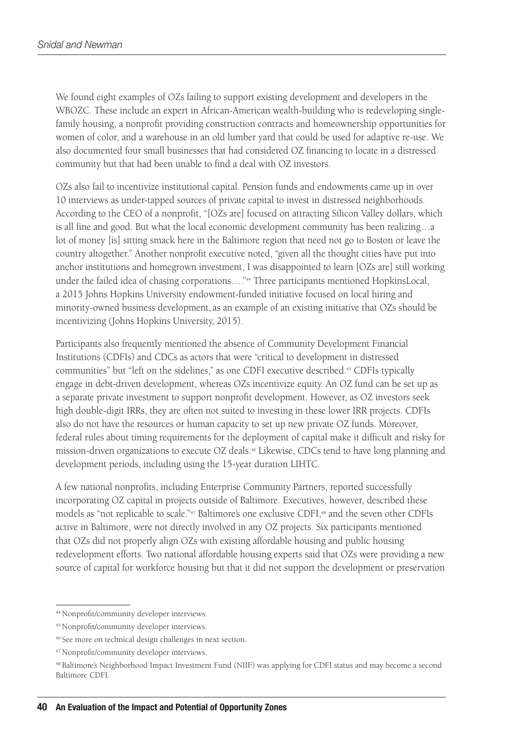We found eight examples of OZs failing to support existing development and developers in the WBOZC. These include an expert in African-American wealth-building who is redeveloping single-family housing, a nonprofit providing construction contracts and homeownership opportunities for women of color, and a warehouse in an old lumber yard that could be used for adaptive re-use. We also documented four small businesses that had considered OZ financing to locate in a distressed community but that had been unable to find a deal with OZ investors.

OZs also fail to incentivize institutional capital. Pension funds and endowments came up in over 10 interviews as under-tapped sources of private capital to invest in distressed neighborhoods. According to the CEO of a nonprofit, "[OZs are] focused on attracting Silicon Valley dollars, which is all fine and good. But what the local economic development community has been realizing…a lot of money [is] sitting smack here in the Baltimore region that need not go to Boston or leave the country altogether." Another nonprofit executive noted, "given all the thought cities have put into anchor institutions and homegrown investment, I was disappointed to learn [OZs are] still working under the failed idea of chasing corporations…."[44] Three participants mentioned HopkinsLocal, a 2015 Johns Hopkins University endowment-funded initiative focused on local hiring and minority-owned business development, as an example of an existing initiative that OZs should be incentivizing (Johns Hopkins University, 2015).

Participants also frequently mentioned the absence of Community Development Financial Institutions (CDFIs) and CDCs as actors that were "critical to development in distressed communities" but "left on the sidelines," as one CDFI executive described.[45] CDFIs typically engage in debt-driven development, whereas OZs incentivize equity. An OZ fund can be set up as a separate private investment to support nonprofit development. However, as OZ investors seek high double-digit IRRs, they are often not suited to investing in these lower IRR projects. CDFIs also do not have the resources or human capacity to set up new private OZ funds. Moreover, federal rules about timing requirements for the deployment of capital make it difficult and risky for mission-driven organizations to execute OZ deals.[46] Likewise, CDCs tend to have long planning and development periods, including using the 15-year duration LIHTC.

A few national nonprofits, including Enterprise Community Partners, reported successfully incorporating OZ capital in projects outside of Baltimore. Executives, however, described these models as "not replicable to scale."[47] Baltimore's one exclusive CDFI,[48] and the seven other CDFIs active in Baltimore, were not directly involved in any OZ projects. Six participants mentioned that OZs did not properly align OZs with existing affordable housing and public housing redevelopment efforts. Two national affordable housing experts said that OZs were providing a new source of capital for workforce housing but that it did not support the development or preservation

---

[44] Nonprofit/community developer interviews.

[45] Nonprofit/community developer interviews.

[46] See more on technical design challenges in next section.

[47] Nonprofit/community developer interviews.

[48] Baltimore's Neighborhood Impact Investment Fund (NIIF) was applying for CDFI status and may become a second Baltimore CDFI.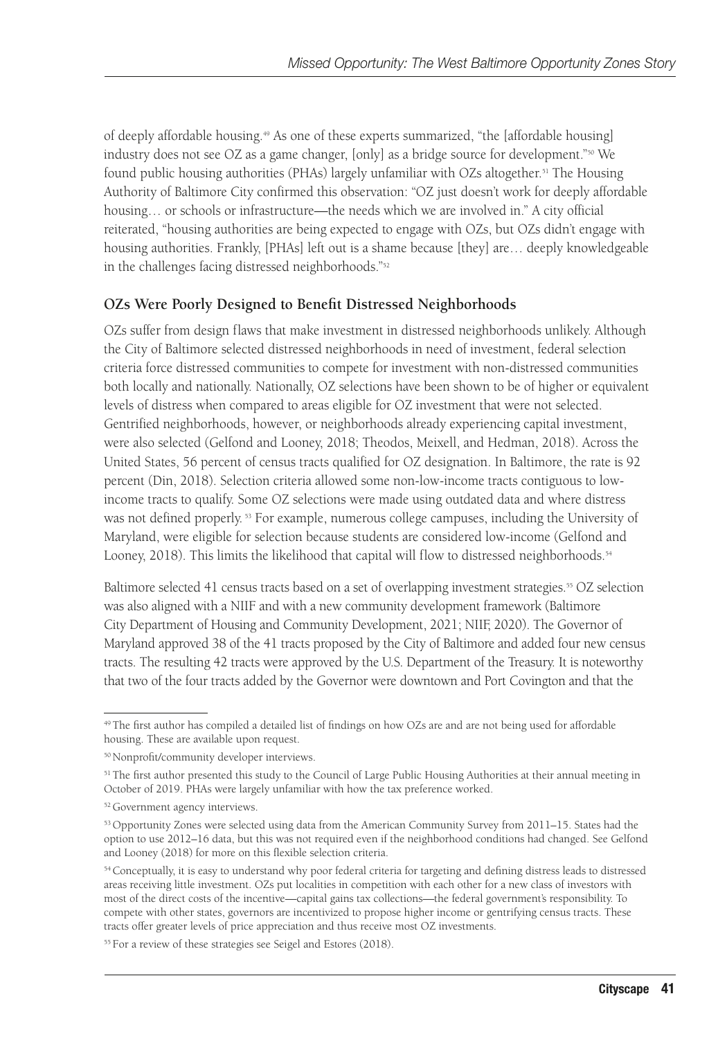of deeply affordable housing.[49] As one of these experts summarized, "the [affordable housing] industry does not see OZ as a game changer, [only] as a bridge source for development."[50] We found public housing authorities (PHAs) largely unfamiliar with OZs altogether.[51] The Housing Authority of Baltimore City confirmed this observation: "OZ just doesn't work for deeply affordable housing… or schools or infrastructure—the needs which we are involved in." A city official reiterated, "housing authorities are being expected to engage with OZs, but OZs didn't engage with housing authorities. Frankly, [PHAs] left out is a shame because [they] are… deeply knowledgeable in the challenges facing distressed neighborhoods."[52]

### OZs Were Poorly Designed to Benefit Distressed Neighborhoods

OZs suffer from design flaws that make investment in distressed neighborhoods unlikely. Although the City of Baltimore selected distressed neighborhoods in need of investment, federal selection criteria force distressed communities to compete for investment with non-distressed communities both locally and nationally. Nationally, OZ selections have been shown to be of higher or equivalent levels of distress when compared to areas eligible for OZ investment that were not selected. Gentrified neighborhoods, however, or neighborhoods already experiencing capital investment, were also selected (Gelfond and Looney, 2018; Theodos, Meixell, and Hedman, 2018). Across the United States, 56 percent of census tracts qualified for OZ designation. In Baltimore, the rate is 92 percent (Din, 2018). Selection criteria allowed some non-low-income tracts contiguous to low-income tracts to qualify. Some OZ selections were made using outdated data and where distress was not defined properly.[53] For example, numerous college campuses, including the University of Maryland, were eligible for selection because students are considered low-income (Gelfond and Looney, 2018). This limits the likelihood that capital will flow to distressed neighborhoods.[54]

Baltimore selected 41 census tracts based on a set of overlapping investment strategies.[55] OZ selection was also aligned with a NIIF and with a new community development framework (Baltimore City Department of Housing and Community Development, 2021; NIIF, 2020). The Governor of Maryland approved 38 of the 41 tracts proposed by the City of Baltimore and added four new census tracts. The resulting 42 tracts were approved by the U.S. Department of the Treasury. It is noteworthy that two of the four tracts added by the Governor were downtown and Port Covington and that the

---

[49] The first author has compiled a detailed list of findings on how OZs are and are not being used for affordable housing. These are available upon request.

[50] Nonprofit/community developer interviews.

[51] The first author presented this study to the Council of Large Public Housing Authorities at their annual meeting in October of 2019. PHAs were largely unfamiliar with how the tax preference worked.

[52] Government agency interviews.

[53] Opportunity Zones were selected using data from the American Community Survey from 2011–15. States had the option to use 2012–16 data, but this was not required even if the neighborhood conditions had changed. See Gelfond and Looney (2018) for more on this flexible selection criteria.

[54] Conceptually, it is easy to understand why poor federal criteria for targeting and defining distress leads to distressed areas receiving little investment. OZs put localities in competition with each other for a new class of investors with most of the direct costs of the incentive—capital gains tax collections—the federal government's responsibility. To compete with other states, governors are incentivized to propose higher income or gentrifying census tracts. These tracts offer greater levels of price appreciation and thus receive most OZ investments.

[55] For a review of these strategies see Seigel and Estores (2018).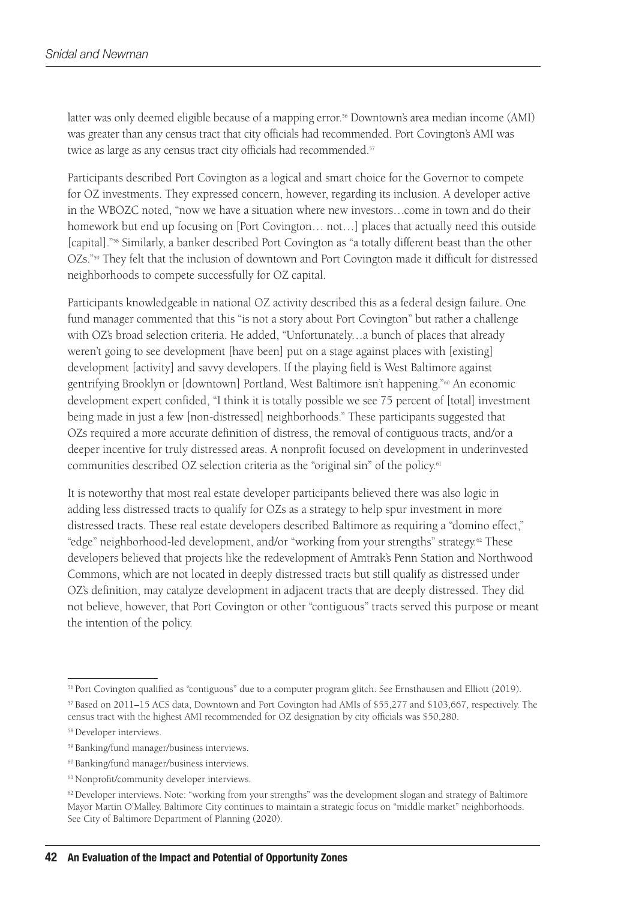latter was only deemed eligible because of a mapping error.[56] Downtown's area median income (AMI) was greater than any census tract that city officials had recommended. Port Covington's AMI was twice as large as any census tract city officials had recommended.[57]

Participants described Port Covington as a logical and smart choice for the Governor to compete for OZ investments. They expressed concern, however, regarding its inclusion. A developer active in the WBOZC noted, "now we have a situation where new investors…come in town and do their homework but end up focusing on [Port Covington… not…] places that actually need this outside [capital]."[58] Similarly, a banker described Port Covington as "a totally different beast than the other OZs."[59] They felt that the inclusion of downtown and Port Covington made it difficult for distressed neighborhoods to compete successfully for OZ capital.

Participants knowledgeable in national OZ activity described this as a federal design failure. One fund manager commented that this "is not a story about Port Covington" but rather a challenge with OZ's broad selection criteria. He added, "Unfortunately…a bunch of places that already weren't going to see development [have been] put on a stage against places with [existing] development [activity] and savvy developers. If the playing field is West Baltimore against gentrifying Brooklyn or [downtown] Portland, West Baltimore isn't happening."[60] An economic development expert confided, "I think it is totally possible we see 75 percent of [total] investment being made in just a few [non-distressed] neighborhoods." These participants suggested that OZs required a more accurate definition of distress, the removal of contiguous tracts, and/or a deeper incentive for truly distressed areas. A nonprofit focused on development in underinvested communities described OZ selection criteria as the "original sin" of the policy.[61]

It is noteworthy that most real estate developer participants believed there was also logic in adding less distressed tracts to qualify for OZs as a strategy to help spur investment in more distressed tracts. These real estate developers described Baltimore as requiring a "domino effect," "edge" neighborhood-led development, and/or "working from your strengths" strategy.[62] These developers believed that projects like the redevelopment of Amtrak's Penn Station and Northwood Commons, which are not located in deeply distressed tracts but still qualify as distressed under OZ's definition, may catalyze development in adjacent tracts that are deeply distressed. They did not believe, however, that Port Covington or other "contiguous" tracts served this purpose or meant the intention of the policy.

---

[56] Port Covington qualified as "contiguous" due to a computer program glitch. See Ernsthausen and Elliott (2019).

[57] Based on 2011–15 ACS data, Downtown and Port Covington had AMIs of $55,277 and $103,667, respectively. The census tract with the highest AMI recommended for OZ designation by city officials was $50,280.

[58] Developer interviews.

[59] Banking/fund manager/business interviews.

[60] Banking/fund manager/business interviews.

[61] Nonprofit/community developer interviews.

[62] Developer interviews. Note: "working from your strengths" was the development slogan and strategy of Baltimore Mayor Martin O'Malley. Baltimore City continues to maintain a strategic focus on "middle market" neighborhoods. See City of Baltimore Department of Planning (2020).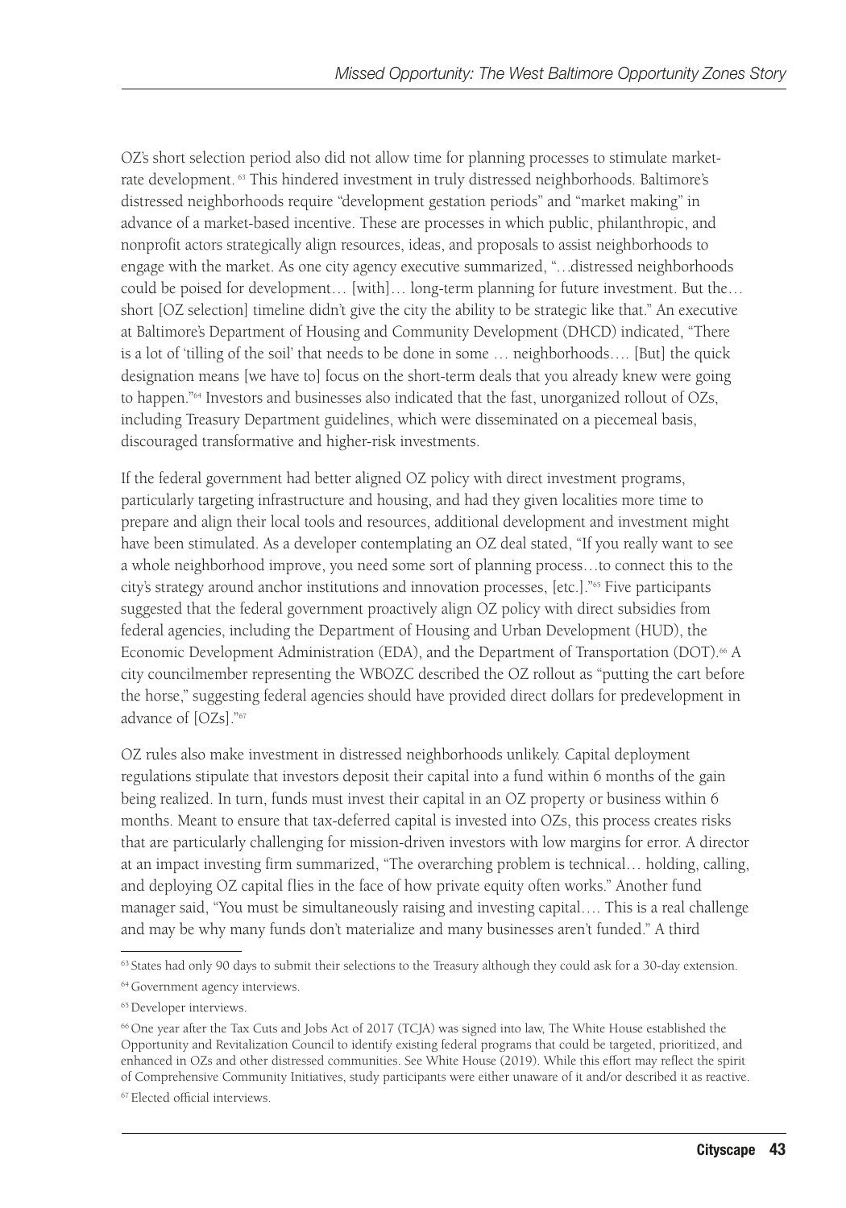OZ's short selection period also did not allow time for planning processes to stimulate market-rate development.[63] This hindered investment in truly distressed neighborhoods. Baltimore's distressed neighborhoods require "development gestation periods" and "market making" in advance of a market-based incentive. These are processes in which public, philanthropic, and nonprofit actors strategically align resources, ideas, and proposals to assist neighborhoods to engage with the market. As one city agency executive summarized, "…distressed neighborhoods could be poised for development… [with]… long-term planning for future investment. But the… short [OZ selection] timeline didn't give the city the ability to be strategic like that." An executive at Baltimore's Department of Housing and Community Development (DHCD) indicated, "There is a lot of 'tilling of the soil' that needs to be done in some … neighborhoods…. [But] the quick designation means [we have to] focus on the short-term deals that you already knew were going to happen."[64] Investors and businesses also indicated that the fast, unorganized rollout of OZs, including Treasury Department guidelines, which were disseminated on a piecemeal basis, discouraged transformative and higher-risk investments.

If the federal government had better aligned OZ policy with direct investment programs, particularly targeting infrastructure and housing, and had they given localities more time to prepare and align their local tools and resources, additional development and investment might have been stimulated. As a developer contemplating an OZ deal stated, "If you really want to see a whole neighborhood improve, you need some sort of planning process…to connect this to the city's strategy around anchor institutions and innovation processes, [etc.]."[65] Five participants suggested that the federal government proactively align OZ policy with direct subsidies from federal agencies, including the Department of Housing and Urban Development (HUD), the Economic Development Administration (EDA), and the Department of Transportation (DOT).[66] A city councilmember representing the WBOZC described the OZ rollout as "putting the cart before the horse," suggesting federal agencies should have provided direct dollars for predevelopment in advance of [OZs]."[67]

OZ rules also make investment in distressed neighborhoods unlikely. Capital deployment regulations stipulate that investors deposit their capital into a fund within 6 months of the gain being realized. In turn, funds must invest their capital in an OZ property or business within 6 months. Meant to ensure that tax-deferred capital is invested into OZs, this process creates risks that are particularly challenging for mission-driven investors with low margins for error. A director at an impact investing firm summarized, "The overarching problem is technical… holding, calling, and deploying OZ capital flies in the face of how private equity often works." Another fund manager said, "You must be simultaneously raising and investing capital…. This is a real challenge and may be why many funds don't materialize and many businesses aren't funded." A third

[63] States had only 90 days to submit their selections to the Treasury although they could ask for a 30-day extension.

[64] Government agency interviews.

[65] Developer interviews.

[66] One year after the Tax Cuts and Jobs Act of 2017 (TCJA) was signed into law, The White House established the Opportunity and Revitalization Council to identify existing federal programs that could be targeted, prioritized, and enhanced in OZs and other distressed communities. See White House (2019). While this effort may reflect the spirit of Comprehensive Community Initiatives, study participants were either unaware of it and/or described it as reactive.

[67] Elected official interviews.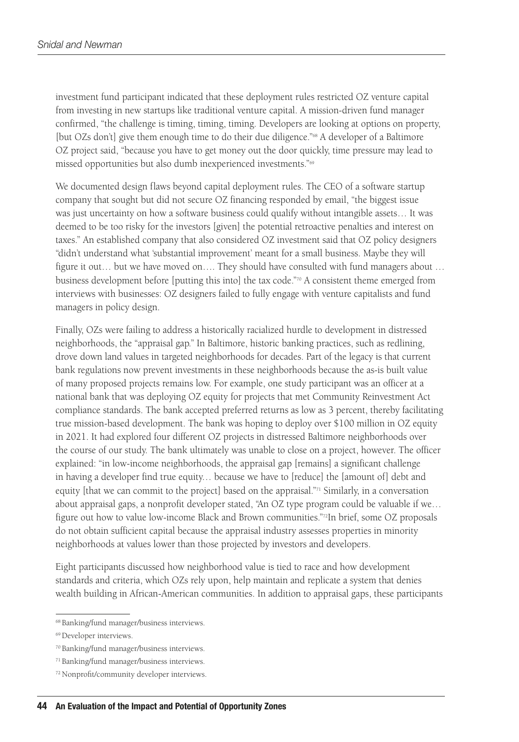investment fund participant indicated that these deployment rules restricted OZ venture capital from investing in new startups like traditional venture capital. A mission-driven fund manager confirmed, "the challenge is timing, timing, timing. Developers are looking at options on property, [but OZs don't] give them enough time to do their due diligence."[68] A developer of a Baltimore OZ project said, "because you have to get money out the door quickly, time pressure may lead to missed opportunities but also dumb inexperienced investments."[69]

We documented design flaws beyond capital deployment rules. The CEO of a software startup company that sought but did not secure OZ financing responded by email, "the biggest issue was just uncertainty on how a software business could qualify without intangible assets… It was deemed to be too risky for the investors [given] the potential retroactive penalties and interest on taxes." An established company that also considered OZ investment said that OZ policy designers "didn't understand what 'substantial improvement' meant for a small business. Maybe they will figure it out… but we have moved on…. They should have consulted with fund managers about … business development before [putting this into] the tax code."[70] A consistent theme emerged from interviews with businesses: OZ designers failed to fully engage with venture capitalists and fund managers in policy design.

Finally, OZs were failing to address a historically racialized hurdle to development in distressed neighborhoods, the "appraisal gap." In Baltimore, historic banking practices, such as redlining, drove down land values in targeted neighborhoods for decades. Part of the legacy is that current bank regulations now prevent investments in these neighborhoods because the as-is built value of many proposed projects remains low. For example, one study participant was an officer at a national bank that was deploying OZ equity for projects that met Community Reinvestment Act compliance standards. The bank accepted preferred returns as low as 3 percent, thereby facilitating true mission-based development. The bank was hoping to deploy over $100 million in OZ equity in 2021. It had explored four different OZ projects in distressed Baltimore neighborhoods over the course of our study. The bank ultimately was unable to close on a project, however. The officer explained: "in low-income neighborhoods, the appraisal gap [remains] a significant challenge in having a developer find true equity… because we have to [reduce] the [amount of] debt and equity [that we can commit to the project] based on the appraisal."[71] Similarly, in a conversation about appraisal gaps, a nonprofit developer stated, "An OZ type program could be valuable if we… figure out how to value low-income Black and Brown communities."[72] In brief, some OZ proposals do not obtain sufficient capital because the appraisal industry assesses properties in minority neighborhoods at values lower than those projected by investors and developers.

Eight participants discussed how neighborhood value is tied to race and how development standards and criteria, which OZs rely upon, help maintain and replicate a system that denies wealth building in African-American communities. In addition to appraisal gaps, these participants

---

[68] Banking/fund manager/business interviews.

[69] Developer interviews.

[70] Banking/fund manager/business interviews.

[71] Banking/fund manager/business interviews.

[72] Nonprofit/community developer interviews.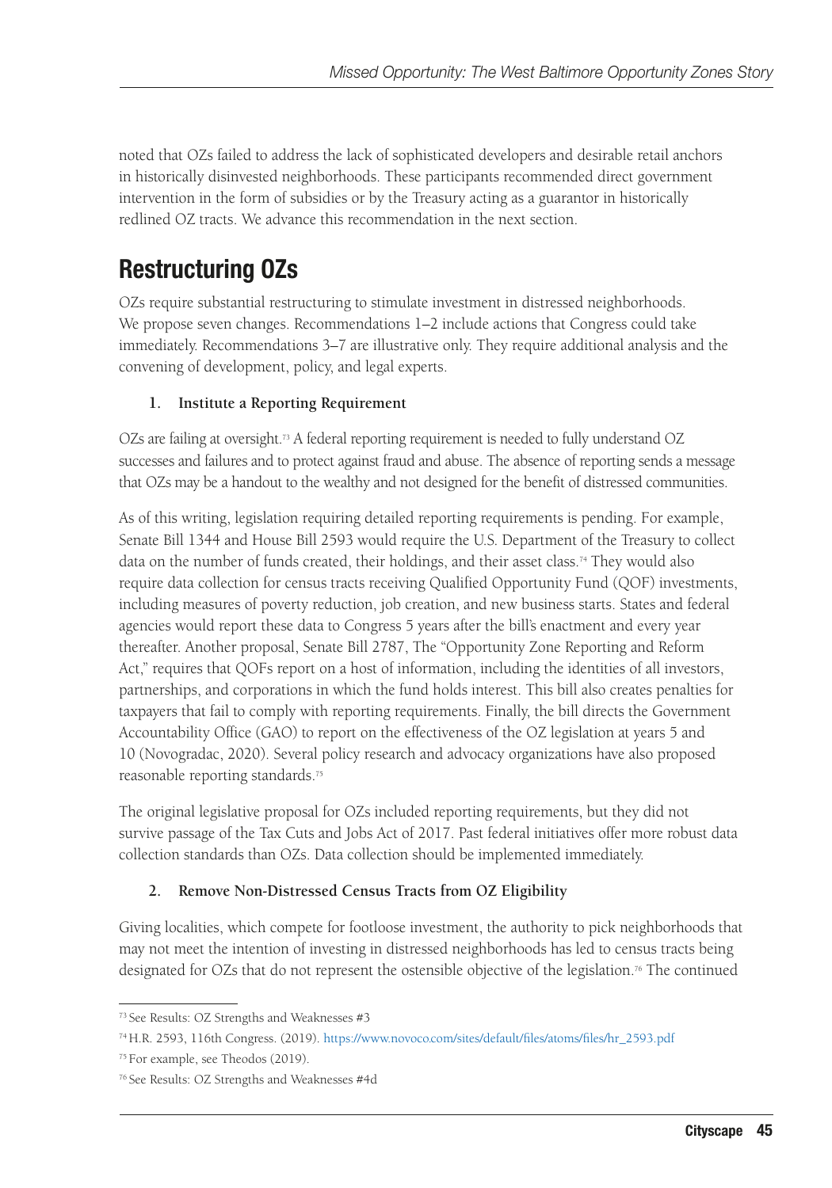noted that OZs failed to address the lack of sophisticated developers and desirable retail anchors in historically disinvested neighborhoods. These participants recommended direct government intervention in the form of subsidies or by the Treasury acting as a guarantor in historically redlined OZ tracts. We advance this recommendation in the next section.

## Restructuring OZs

OZs require substantial restructuring to stimulate investment in distressed neighborhoods. We propose seven changes. Recommendations 1–2 include actions that Congress could take immediately. Recommendations 3–7 are illustrative only. They require additional analysis and the convening of development, policy, and legal experts.

### 1. Institute a Reporting Requirement

OZs are failing at oversight.[73] A federal reporting requirement is needed to fully understand OZ successes and failures and to protect against fraud and abuse. The absence of reporting sends a message that OZs may be a handout to the wealthy and not designed for the benefit of distressed communities.

As of this writing, legislation requiring detailed reporting requirements is pending. For example, Senate Bill 1344 and House Bill 2593 would require the U.S. Department of the Treasury to collect data on the number of funds created, their holdings, and their asset class.[74] They would also require data collection for census tracts receiving Qualified Opportunity Fund (QOF) investments, including measures of poverty reduction, job creation, and new business starts. States and federal agencies would report these data to Congress 5 years after the bill's enactment and every year thereafter. Another proposal, Senate Bill 2787, The "Opportunity Zone Reporting and Reform Act," requires that QOFs report on a host of information, including the identities of all investors, partnerships, and corporations in which the fund holds interest. This bill also creates penalties for taxpayers that fail to comply with reporting requirements. Finally, the bill directs the Government Accountability Office (GAO) to report on the effectiveness of the OZ legislation at years 5 and 10 (Novogradac, 2020). Several policy research and advocacy organizations have also proposed reasonable reporting standards.[75]

The original legislative proposal for OZs included reporting requirements, but they did not survive passage of the Tax Cuts and Jobs Act of 2017. Past federal initiatives offer more robust data collection standards than OZs. Data collection should be implemented immediately.

### 2. Remove Non-Distressed Census Tracts from OZ Eligibility

Giving localities, which compete for footloose investment, the authority to pick neighborhoods that may not meet the intention of investing in distressed neighborhoods has led to census tracts being designated for OZs that do not represent the ostensible objective of the legislation.[76] The continued

[73] See Results: OZ Strengths and Weaknesses #3

[74] H.R. 2593, 116th Congress. (2019). https://www.novoco.com/sites/default/files/atoms/files/hr_2593.pdf

[75] For example, see Theodos (2019).

[76] See Results: OZ Strengths and Weaknesses #4d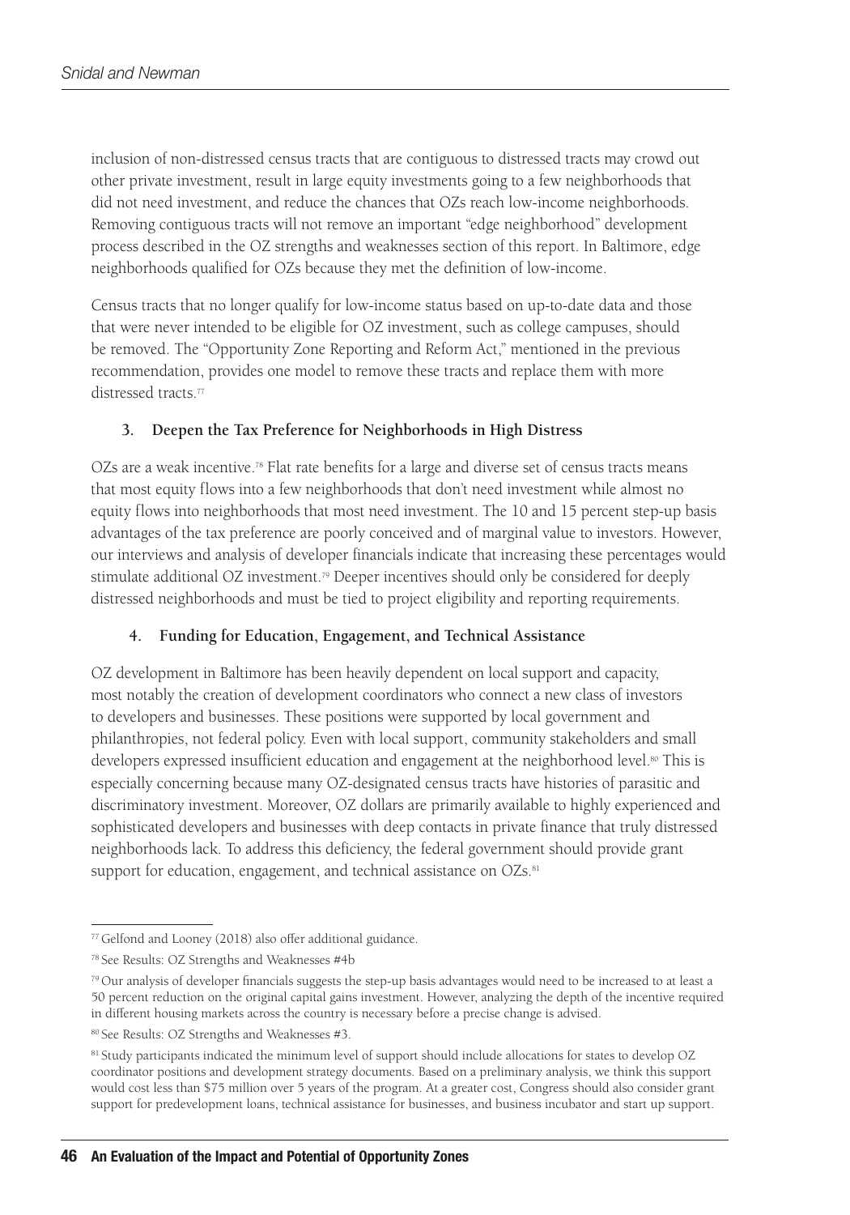inclusion of non-distressed census tracts that are contiguous to distressed tracts may crowd out other private investment, result in large equity investments going to a few neighborhoods that did not need investment, and reduce the chances that OZs reach low-income neighborhoods. Removing contiguous tracts will not remove an important "edge neighborhood" development process described in the OZ strengths and weaknesses section of this report. In Baltimore, edge neighborhoods qualified for OZs because they met the definition of low-income.

Census tracts that no longer qualify for low-income status based on up-to-date data and those that were never intended to be eligible for OZ investment, such as college campuses, should be removed. The "Opportunity Zone Reporting and Reform Act," mentioned in the previous recommendation, provides one model to remove these tracts and replace them with more distressed tracts.[77]

### 3. Deepen the Tax Preference for Neighborhoods in High Distress

OZs are a weak incentive.[78] Flat rate benefits for a large and diverse set of census tracts means that most equity flows into a few neighborhoods that don't need investment while almost no equity flows into neighborhoods that most need investment. The 10 and 15 percent step-up basis advantages of the tax preference are poorly conceived and of marginal value to investors. However, our interviews and analysis of developer financials indicate that increasing these percentages would stimulate additional OZ investment.[79] Deeper incentives should only be considered for deeply distressed neighborhoods and must be tied to project eligibility and reporting requirements.

### 4. Funding for Education, Engagement, and Technical Assistance

OZ development in Baltimore has been heavily dependent on local support and capacity, most notably the creation of development coordinators who connect a new class of investors to developers and businesses. These positions were supported by local government and philanthropies, not federal policy. Even with local support, community stakeholders and small developers expressed insufficient education and engagement at the neighborhood level.[80] This is especially concerning because many OZ-designated census tracts have histories of parasitic and discriminatory investment. Moreover, OZ dollars are primarily available to highly experienced and sophisticated developers and businesses with deep contacts in private finance that truly distressed neighborhoods lack. To address this deficiency, the federal government should provide grant support for education, engagement, and technical assistance on OZs.[81]

---

[77] Gelfond and Looney (2018) also offer additional guidance.

[78] See Results: OZ Strengths and Weaknesses #4b

[79] Our analysis of developer financials suggests the step-up basis advantages would need to be increased to at least a 50 percent reduction on the original capital gains investment. However, analyzing the depth of the incentive required in different housing markets across the country is necessary before a precise change is advised.

[80] See Results: OZ Strengths and Weaknesses #3.

[81] Study participants indicated the minimum level of support should include allocations for states to develop OZ coordinator positions and development strategy documents. Based on a preliminary analysis, we think this support would cost less than $75 million over 5 years of the program. At a greater cost, Congress should also consider grant support for predevelopment loans, technical assistance for businesses, and business incubator and start up support.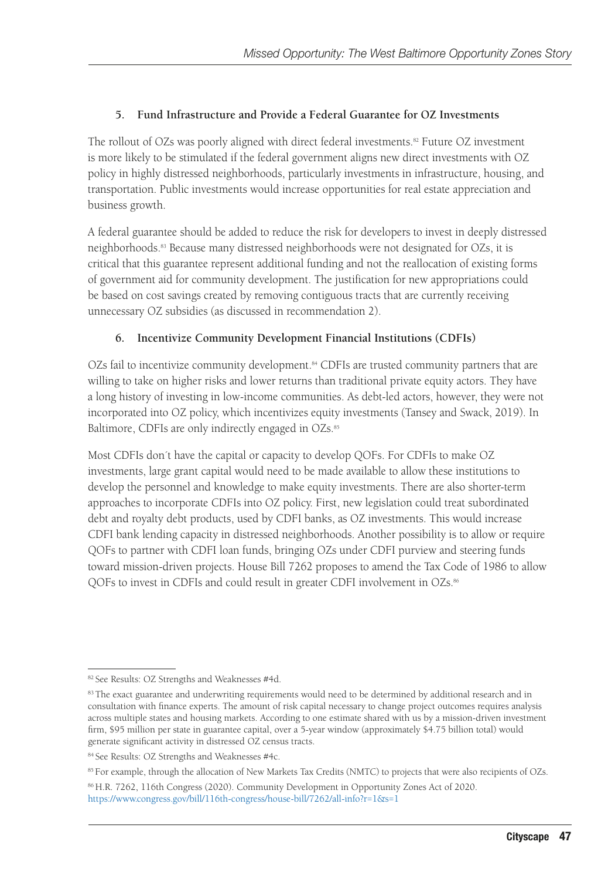#### 5. Fund Infrastructure and Provide a Federal Guarantee for OZ Investments

The rollout of OZs was poorly aligned with direct federal investments.[82] Future OZ investment is more likely to be stimulated if the federal government aligns new direct investments with OZ policy in highly distressed neighborhoods, particularly investments in infrastructure, housing, and transportation. Public investments would increase opportunities for real estate appreciation and business growth.

A federal guarantee should be added to reduce the risk for developers to invest in deeply distressed neighborhoods.[83] Because many distressed neighborhoods were not designated for OZs, it is critical that this guarantee represent additional funding and not the reallocation of existing forms of government aid for community development. The justification for new appropriations could be based on cost savings created by removing contiguous tracts that are currently receiving unnecessary OZ subsidies (as discussed in recommendation 2).

#### 6. Incentivize Community Development Financial Institutions (CDFIs)

OZs fail to incentivize community development.[84] CDFIs are trusted community partners that are willing to take on higher risks and lower returns than traditional private equity actors. They have a long history of investing in low-income communities. As debt-led actors, however, they were not incorporated into OZ policy, which incentivizes equity investments (Tansey and Swack, 2019). In Baltimore, CDFIs are only indirectly engaged in OZs.[85]

Most CDFIs don´t have the capital or capacity to develop QOFs. For CDFIs to make OZ investments, large grant capital would need to be made available to allow these institutions to develop the personnel and knowledge to make equity investments. There are also shorter-term approaches to incorporate CDFIs into OZ policy. First, new legislation could treat subordinated debt and royalty debt products, used by CDFI banks, as OZ investments. This would increase CDFI bank lending capacity in distressed neighborhoods. Another possibility is to allow or require QOFs to partner with CDFI loan funds, bringing OZs under CDFI purview and steering funds toward mission-driven projects. House Bill 7262 proposes to amend the Tax Code of 1986 to allow QOFs to invest in CDFIs and could result in greater CDFI involvement in OZs.[86]

---

[82] See Results: OZ Strengths and Weaknesses #4d.

[83] The exact guarantee and underwriting requirements would need to be determined by additional research and in consultation with finance experts. The amount of risk capital necessary to change project outcomes requires analysis across multiple states and housing markets. According to one estimate shared with us by a mission-driven investment firm, $95 million per state in guarantee capital, over a 5-year window (approximately $4.75 billion total) would generate significant activity in distressed OZ census tracts.

[84] See Results: OZ Strengths and Weaknesses #4c.

[85] For example, through the allocation of New Markets Tax Credits (NMTC) to projects that were also recipients of OZs.

[86] H.R. 7262, 116th Congress (2020). Community Development in Opportunity Zones Act of 2020. https://www.congress.gov/bill/116th-congress/house-bill/7262/all-info?r=1&s=1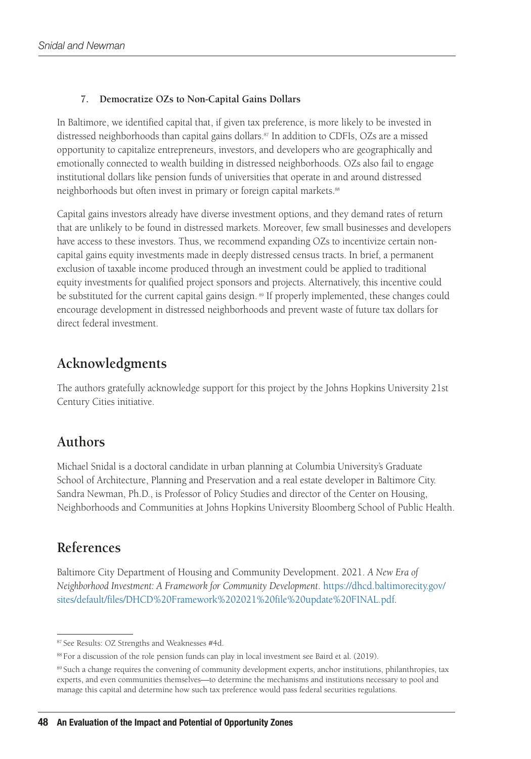### 7. Democratize OZs to Non-Capital Gains Dollars

In Baltimore, we identified capital that, if given tax preference, is more likely to be invested in distressed neighborhoods than capital gains dollars.[87] In addition to CDFIs, OZs are a missed opportunity to capitalize entrepreneurs, investors, and developers who are geographically and emotionally connected to wealth building in distressed neighborhoods. OZs also fail to engage institutional dollars like pension funds of universities that operate in and around distressed neighborhoods but often invest in primary or foreign capital markets.[88]

Capital gains investors already have diverse investment options, and they demand rates of return that are unlikely to be found in distressed markets. Moreover, few small businesses and developers have access to these investors. Thus, we recommend expanding OZs to incentivize certain non-capital gains equity investments made in deeply distressed census tracts. In brief, a permanent exclusion of taxable income produced through an investment could be applied to traditional equity investments for qualified project sponsors and projects. Alternatively, this incentive could be substituted for the current capital gains design.[89] If properly implemented, these changes could encourage development in distressed neighborhoods and prevent waste of future tax dollars for direct federal investment.

## Acknowledgments

The authors gratefully acknowledge support for this project by the Johns Hopkins University 21st Century Cities initiative.

## Authors

Michael Snidal is a doctoral candidate in urban planning at Columbia University's Graduate School of Architecture, Planning and Preservation and a real estate developer in Baltimore City. Sandra Newman, Ph.D., is Professor of Policy Studies and director of the Center on Housing, Neighborhoods and Communities at Johns Hopkins University Bloomberg School of Public Health.

## References

Baltimore City Department of Housing and Community Development. 2021. *A New Era of Neighborhood Investment: A Framework for Community Development*. https://dhcd.baltimorecity.gov/sites/default/files/DHCD%20Framework%202021%20file%20update%20FINAL.pdf.

---

[87] See Results: OZ Strengths and Weaknesses #4d.

[88] For a discussion of the role pension funds can play in local investment see Baird et al. (2019).

[89] Such a change requires the convening of community development experts, anchor institutions, philanthropies, tax experts, and even communities themselves—to determine the mechanisms and institutions necessary to pool and manage this capital and determine how such tax preference would pass federal securities regulations.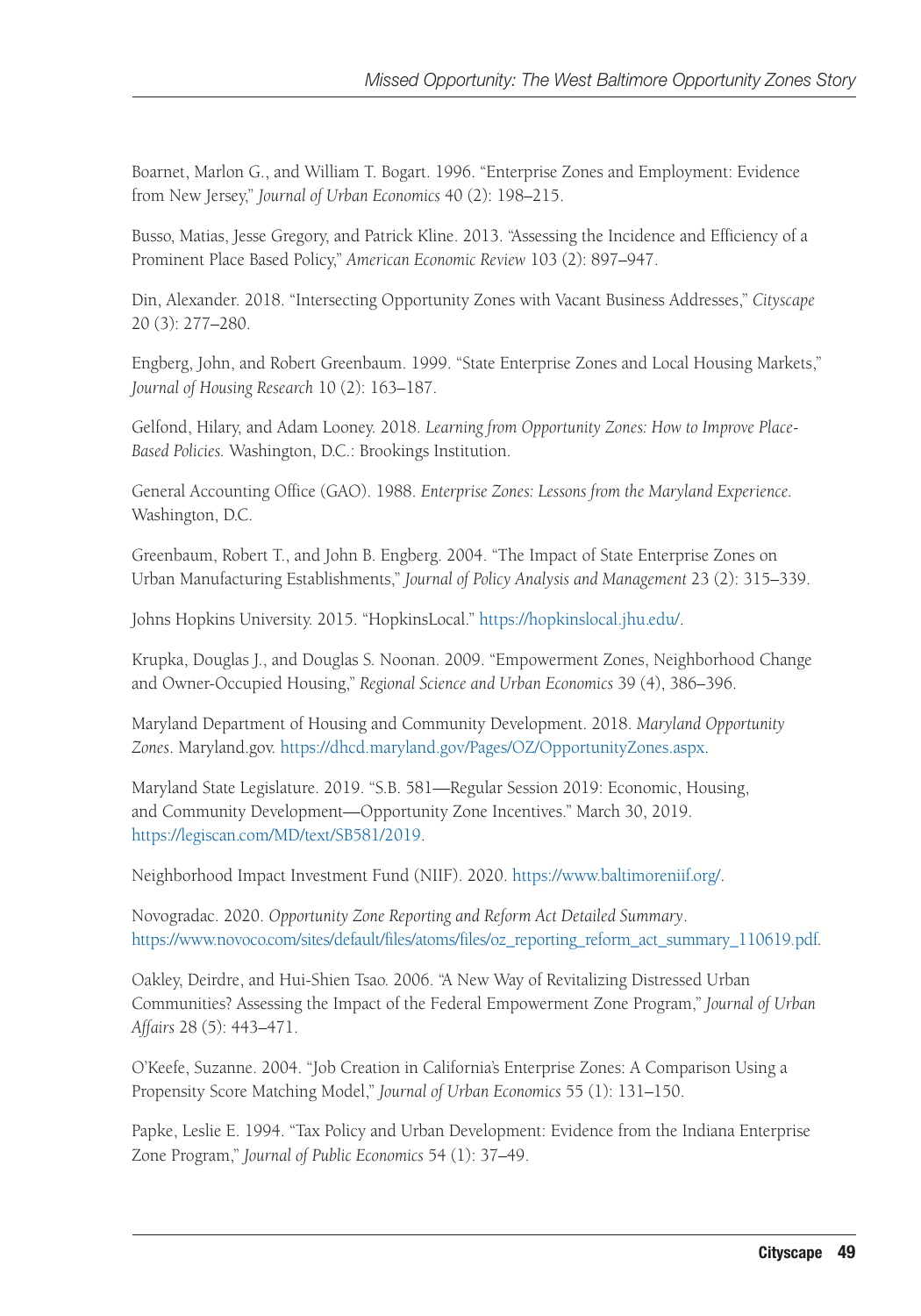Boarnet, Marlon G., and William T. Bogart. 1996. "Enterprise Zones and Employment: Evidence from New Jersey," *Journal of Urban Economics* 40 (2): 198–215.

Busso, Matias, Jesse Gregory, and Patrick Kline. 2013. "Assessing the Incidence and Efficiency of a Prominent Place Based Policy," *American Economic Review* 103 (2): 897–947.

Din, Alexander. 2018. "Intersecting Opportunity Zones with Vacant Business Addresses," *Cityscape* 20 (3): 277–280.

Engberg, John, and Robert Greenbaum. 1999. "State Enterprise Zones and Local Housing Markets," *Journal of Housing Research* 10 (2): 163–187.

Gelfond, Hilary, and Adam Looney. 2018. *Learning from Opportunity Zones: How to Improve Place-Based Policies*. Washington, D.C.: Brookings Institution.

General Accounting Office (GAO). 1988. *Enterprise Zones: Lessons from the Maryland Experience*. Washington, D.C.

Greenbaum, Robert T., and John B. Engberg. 2004. "The Impact of State Enterprise Zones on Urban Manufacturing Establishments," *Journal of Policy Analysis and Management* 23 (2): 315–339.

Johns Hopkins University. 2015. "HopkinsLocal." https://hopkinslocal.jhu.edu/.

Krupka, Douglas J., and Douglas S. Noonan. 2009. "Empowerment Zones, Neighborhood Change and Owner-Occupied Housing," *Regional Science and Urban Economics* 39 (4), 386–396.

Maryland Department of Housing and Community Development. 2018. *Maryland Opportunity Zones*. Maryland.gov. https://dhcd.maryland.gov/Pages/OZ/OpportunityZones.aspx.

Maryland State Legislature. 2019. "S.B. 581—Regular Session 2019: Economic, Housing, and Community Development—Opportunity Zone Incentives." March 30, 2019. https://legiscan.com/MD/text/SB581/2019.

Neighborhood Impact Investment Fund (NIIF). 2020. https://www.baltimoreniif.org/.

Novogradac. 2020. *Opportunity Zone Reporting and Reform Act Detailed Summary*. https://www.novoco.com/sites/default/files/atoms/files/oz_reporting_reform_act_summary_110619.pdf.

Oakley, Deirdre, and Hui-Shien Tsao. 2006. "A New Way of Revitalizing Distressed Urban Communities? Assessing the Impact of the Federal Empowerment Zone Program," *Journal of Urban Affairs* 28 (5): 443–471.

O'Keefe, Suzanne. 2004. "Job Creation in California's Enterprise Zones: A Comparison Using a Propensity Score Matching Model," *Journal of Urban Economics* 55 (1): 131–150.

Papke, Leslie E. 1994. "Tax Policy and Urban Development: Evidence from the Indiana Enterprise Zone Program," *Journal of Public Economics* 54 (1): 37–49.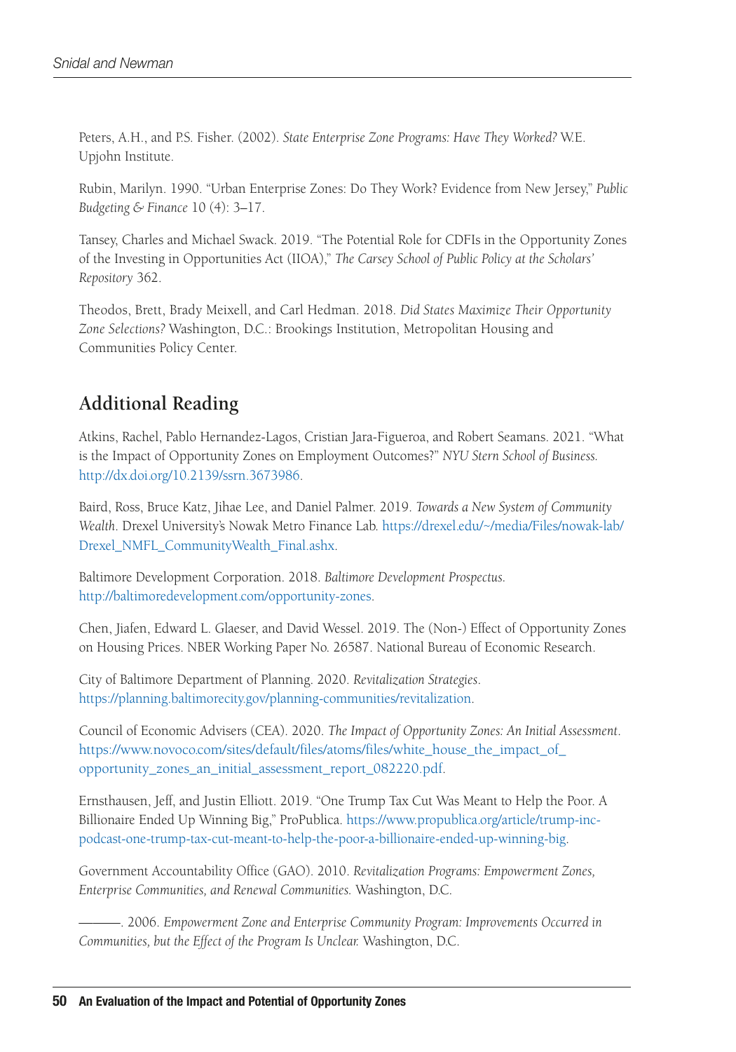Peters, A.H., and P.S. Fisher. (2002). *State Enterprise Zone Programs: Have They Worked?* W.E. Upjohn Institute.

Rubin, Marilyn. 1990. "Urban Enterprise Zones: Do They Work? Evidence from New Jersey," *Public Budgeting & Finance* 10 (4): 3–17.

Tansey, Charles and Michael Swack. 2019. "The Potential Role for CDFIs in the Opportunity Zones of the Investing in Opportunities Act (IIOA)," *The Carsey School of Public Policy at the Scholars' Repository* 362.

Theodos, Brett, Brady Meixell, and Carl Hedman. 2018. *Did States Maximize Their Opportunity Zone Selections?* Washington, D.C.: Brookings Institution, Metropolitan Housing and Communities Policy Center.

## Additional Reading

Atkins, Rachel, Pablo Hernandez-Lagos, Cristian Jara-Figueroa, and Robert Seamans. 2021. "What is the Impact of Opportunity Zones on Employment Outcomes?" *NYU Stern School of Business.* http://dx.doi.org/10.2139/ssrn.3673986.

Baird, Ross, Bruce Katz, Jihae Lee, and Daniel Palmer. 2019. *Towards a New System of Community Wealth*. Drexel University's Nowak Metro Finance Lab. https://drexel.edu/~/media/Files/nowak-lab/Drexel_NMFL_CommunityWealth_Final.ashx.

Baltimore Development Corporation. 2018. *Baltimore Development Prospectus.* http://baltimoredevelopment.com/opportunity-zones.

Chen, Jiafen, Edward L. Glaeser, and David Wessel. 2019. The (Non-) Effect of Opportunity Zones on Housing Prices. NBER Working Paper No. 26587. National Bureau of Economic Research.

City of Baltimore Department of Planning. 2020. *Revitalization Strategies*. https://planning.baltimorecity.gov/planning-communities/revitalization.

Council of Economic Advisers (CEA). 2020. *The Impact of Opportunity Zones: An Initial Assessment*. https://www.novoco.com/sites/default/files/atoms/files/white_house_the_impact_of_opportunity_zones_an_initial_assessment_report_082220.pdf.

Ernsthausen, Jeff, and Justin Elliott. 2019. "One Trump Tax Cut Was Meant to Help the Poor. A Billionaire Ended Up Winning Big," ProPublica. https://www.propublica.org/article/trump-inc-podcast-one-trump-tax-cut-meant-to-help-the-poor-a-billionaire-ended-up-winning-big.

Government Accountability Office (GAO). 2010. *Revitalization Programs: Empowerment Zones, Enterprise Communities, and Renewal Communities.* Washington, D.C.

———. 2006. *Empowerment Zone and Enterprise Community Program: Improvements Occurred in Communities, but the Effect of the Program Is Unclear.* Washington, D.C.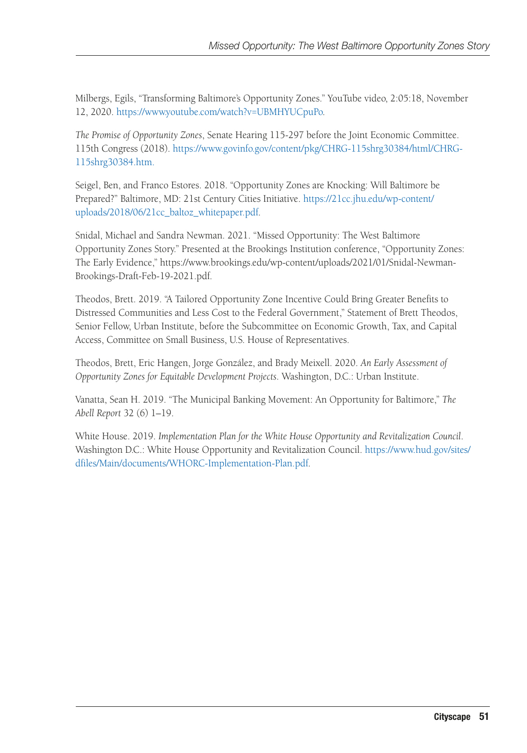Milbergs, Egils, "Transforming Baltimore's Opportunity Zones." YouTube video, 2:05:18, November 12, 2020. https://www.youtube.com/watch?v=UBMHYUCpuPo.

*The Promise of Opportunity Zones*, Senate Hearing 115-297 before the Joint Economic Committee. 115th Congress (2018). https://www.govinfo.gov/content/pkg/CHRG-115shrg30384/html/CHRG-115shrg30384.htm.

Seigel, Ben, and Franco Estores. 2018. "Opportunity Zones are Knocking: Will Baltimore be Prepared?" Baltimore, MD: 21st Century Cities Initiative. https://21cc.jhu.edu/wp-content/uploads/2018/06/21cc_baltoz_whitepaper.pdf.

Snidal, Michael and Sandra Newman. 2021. "Missed Opportunity: The West Baltimore Opportunity Zones Story." Presented at the Brookings Institution conference, "Opportunity Zones: The Early Evidence," https://www.brookings.edu/wp-content/uploads/2021/01/Snidal-Newman-Brookings-Draft-Feb-19-2021.pdf.

Theodos, Brett. 2019. "A Tailored Opportunity Zone Incentive Could Bring Greater Benefits to Distressed Communities and Less Cost to the Federal Government," Statement of Brett Theodos, Senior Fellow, Urban Institute, before the Subcommittee on Economic Growth, Tax, and Capital Access, Committee on Small Business, U.S. House of Representatives.

Theodos, Brett, Eric Hangen, Jorge González, and Brady Meixell. 2020. *An Early Assessment of Opportunity Zones for Equitable Development Projects*. Washington, D.C.: Urban Institute.

Vanatta, Sean H. 2019. "The Municipal Banking Movement: An Opportunity for Baltimore," *The Abell Report* 32 (6) 1–19.

White House. 2019. *Implementation Plan for the White House Opportunity and Revitalization Council*. Washington D.C.: White House Opportunity and Revitalization Council. https://www.hud.gov/sites/dfiles/Main/documents/WHORC-Implementation-Plan.pdf.